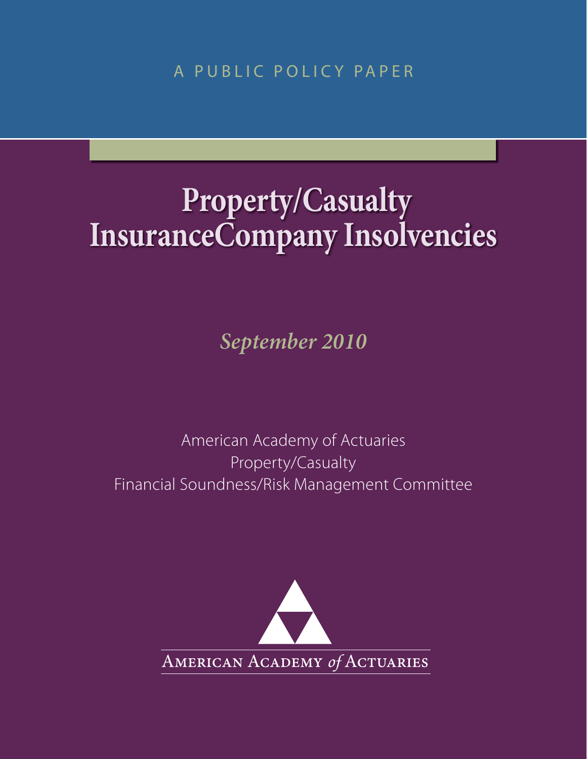A PUBLIC POLICY PAPER

# Property/Casualty InsuranceCompany Insolvencies

*September 2010*

American Academy of Actuaries
Property/Casualty
Financial Soundness/Risk Management Committee

AMERICAN ACADEMY *of* ACTUARIES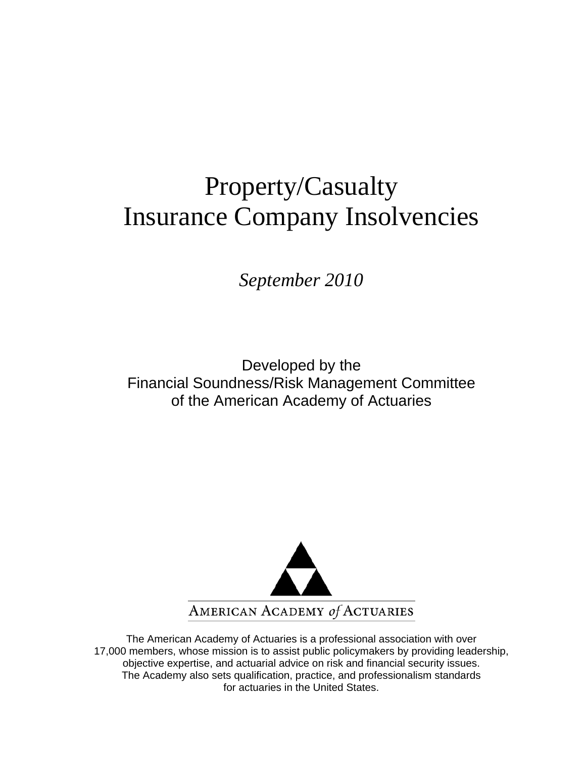# Property/Casualty Insurance Company Insolvencies

*September 2010*

Developed by the
Financial Soundness/Risk Management Committee
of the American Academy of Actuaries

AMERICAN ACADEMY *of* ACTUARIES

The American Academy of Actuaries is a professional association with over 17,000 members, whose mission is to assist public policymakers by providing leadership, objective expertise, and actuarial advice on risk and financial security issues. The Academy also sets qualification, practice, and professionalism standards for actuaries in the United States.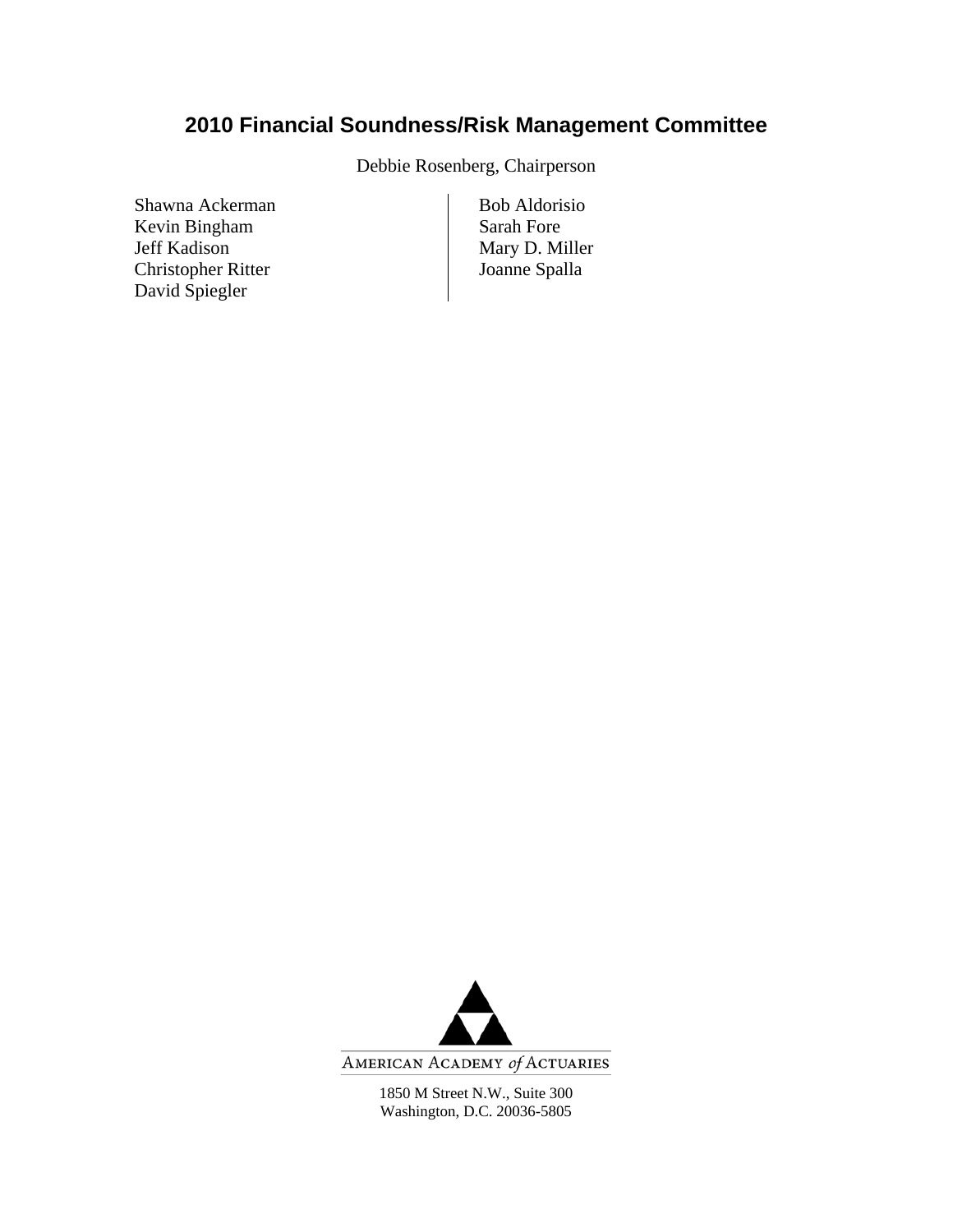## 2010 Financial Soundness/Risk Management Committee

Debbie Rosenberg, Chairperson

Shawna Ackerman
Kevin Bingham
Jeff Kadison
Christopher Ritter
David Spiegler
Bob Aldorisio
Sarah Fore
Mary D. Miller
Joanne Spalla

AMERICAN ACADEMY *of* ACTUARIES

1850 M Street N.W., Suite 300
Washington, D.C. 20036-5805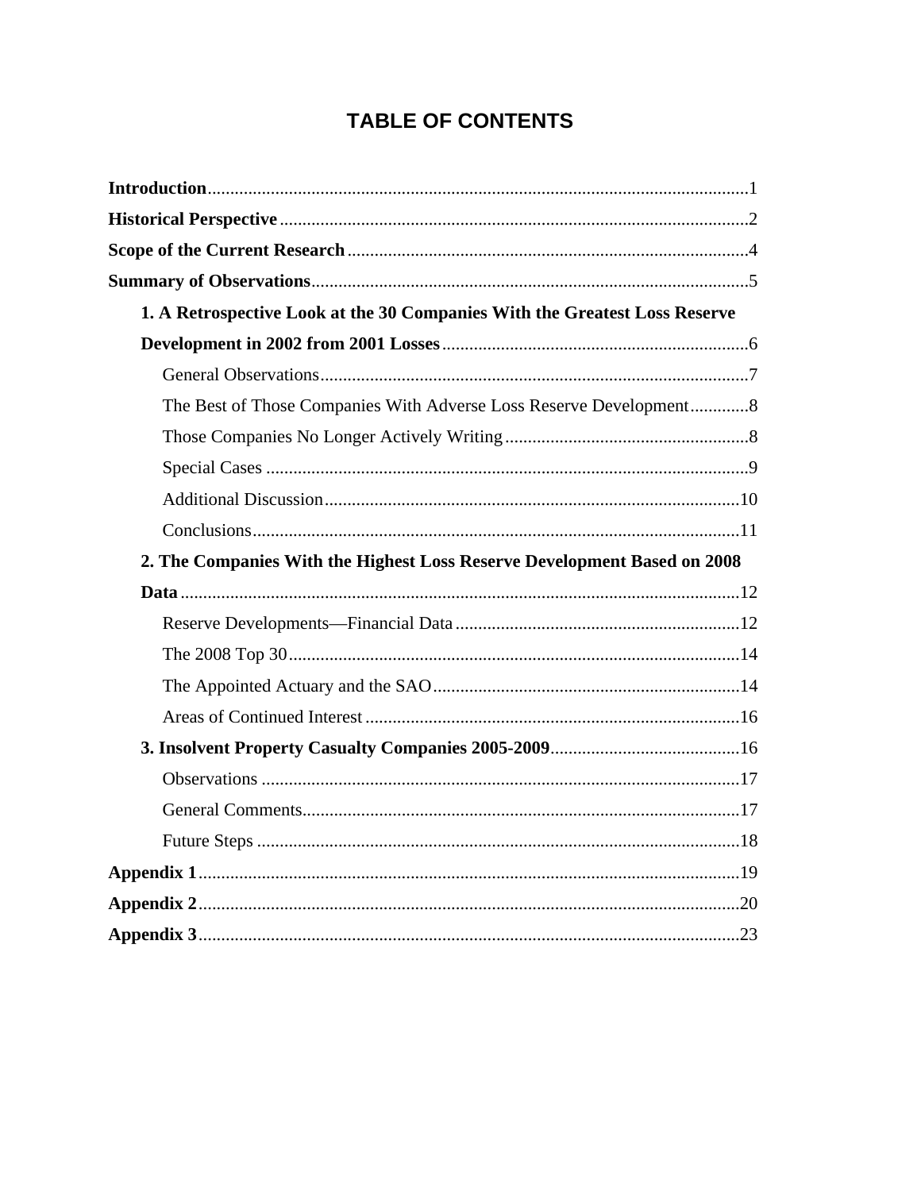# TABLE OF CONTENTS

**Introduction**......................................................................................................................1

**Historical Perspective**......................................................................................................2

**Scope of the Current Research**........................................................................................4

**Summary of Observations**................................................................................................5

- **1. A Retrospective Look at the 30 Companies With the Greatest Loss Reserve Development in 2002 from 2001 Losses**..................................................................6
  - General Observations..............................................................................................7
  - The Best of Those Companies With Adverse Loss Reserve Development.............8
  - Those Companies No Longer Actively Writing......................................................8
  - Special Cases ..........................................................................................................9
  - Additional Discussion............................................................................................10
  - Conclusions............................................................................................................11
- **2. The Companies With the Highest Loss Reserve Development Based on 2008 Data**............................................................................................................................12
  - Reserve Developments—Financial Data...............................................................12
  - The 2008 Top 30....................................................................................................14
  - The Appointed Actuary and the SAO....................................................................14
  - Areas of Continued Interest...................................................................................16
- **3. Insolvent Property Casualty Companies 2005-2009**..........................................16
  - Observations ..........................................................................................................17
  - General Comments.................................................................................................17
  - Future Steps ...........................................................................................................18

**Appendix 1**........................................................................................................................19

**Appendix 2**........................................................................................................................20

**Appendix 3**........................................................................................................................23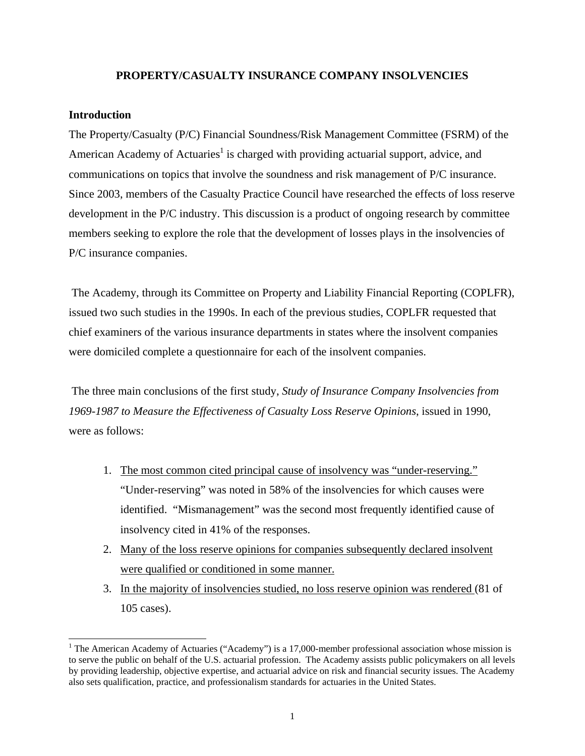# PROPERTY/CASUALTY INSURANCE COMPANY INSOLVENCIES

## Introduction

The Property/Casualty (P/C) Financial Soundness/Risk Management Committee (FSRM) of the American Academy of Actuaries[1] is charged with providing actuarial support, advice, and communications on topics that involve the soundness and risk management of P/C insurance. Since 2003, members of the Casualty Practice Council have researched the effects of loss reserve development in the P/C industry. This discussion is a product of ongoing research by committee members seeking to explore the role that the development of losses plays in the insolvencies of P/C insurance companies.

The Academy, through its Committee on Property and Liability Financial Reporting (COPLFR), issued two such studies in the 1990s. In each of the previous studies, COPLFR requested that chief examiners of the various insurance departments in states where the insolvent companies were domiciled complete a questionnaire for each of the insolvent companies.

The three main conclusions of the first study, *Study of Insurance Company Insolvencies from 1969-1987 to Measure the Effectiveness of Casualty Loss Reserve Opinions*, issued in 1990, were as follows:

1. <u>The most common cited principal cause of insolvency was "under-reserving."</u> "Under-reserving" was noted in 58% of the insolvencies for which causes were identified. "Mismanagement" was the second most frequently identified cause of insolvency cited in 41% of the responses.
2. <u>Many of the loss reserve opinions for companies subsequently declared insolvent were qualified or conditioned in some manner.</u>
3. <u>In the majority of insolvencies studied, no loss reserve opinion was rendered</u> (81 of 105 cases).

[1] The American Academy of Actuaries ("Academy") is a 17,000-member professional association whose mission is to serve the public on behalf of the U.S. actuarial profession. The Academy assists public policymakers on all levels by providing leadership, objective expertise, and actuarial advice on risk and financial security issues. The Academy also sets qualification, practice, and professionalism standards for actuaries in the United States.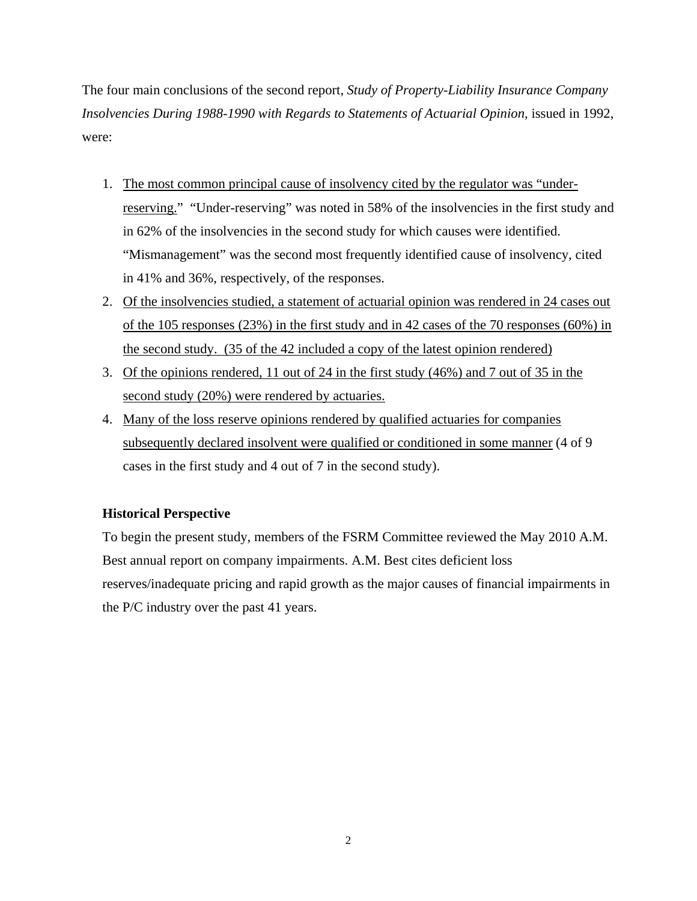The four main conclusions of the second report, *Study of Property-Liability Insurance Company Insolvencies During 1988-1990 with Regards to Statements of Actuarial Opinion*, issued in 1992, were:

1. <u>The most common principal cause of insolvency cited by the regulator was "under-reserving."</u> "Under-reserving" was noted in 58% of the insolvencies in the first study and in 62% of the insolvencies in the second study for which causes were identified. "Mismanagement" was the second most frequently identified cause of insolvency, cited in 41% and 36%, respectively, of the responses.
2. <u>Of the insolvencies studied, a statement of actuarial opinion was rendered in 24 cases out of the 105 responses (23%) in the first study and in 42 cases of the 70 responses (60%) in the second study. (35 of the 42 included a copy of the latest opinion rendered)</u>
3. <u>Of the opinions rendered, 11 out of 24 in the first study (46%) and 7 out of 35 in the second study (20%) were rendered by actuaries.</u>
4. <u>Many of the loss reserve opinions rendered by qualified actuaries for companies subsequently declared insolvent were qualified or conditioned in some manner</u> (4 of 9 cases in the first study and 4 out of 7 in the second study).

**Historical Perspective**

To begin the present study, members of the FSRM Committee reviewed the May 2010 A.M. Best annual report on company impairments. A.M. Best cites deficient loss reserves/inadequate pricing and rapid growth as the major causes of financial impairments in the P/C industry over the past 41 years.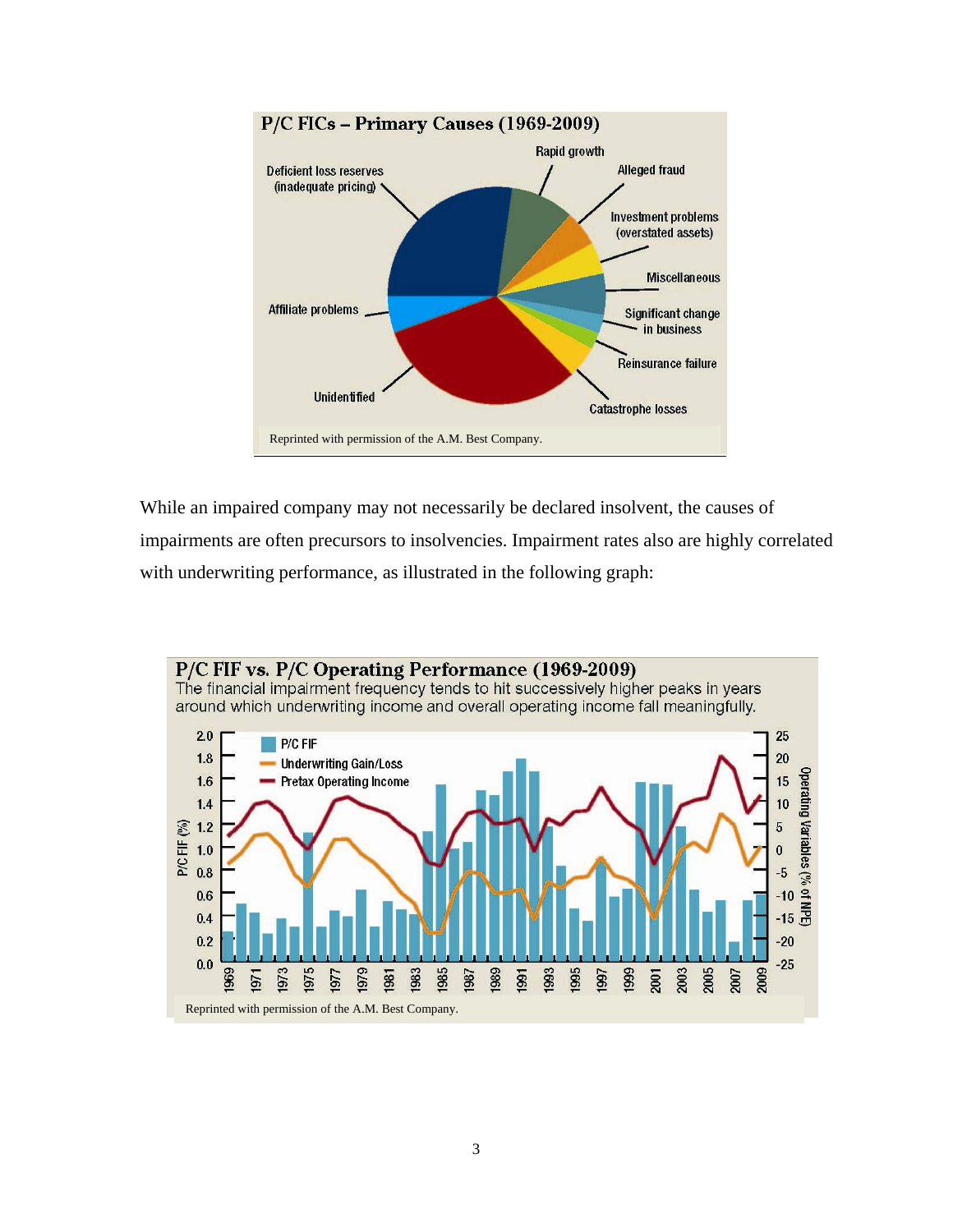While an impaired company may not necessarily be declared insolvent, the causes of impairments are often precursors to insolvencies. Impairment rates also are highly correlated with underwriting performance, as illustrated in the following graph: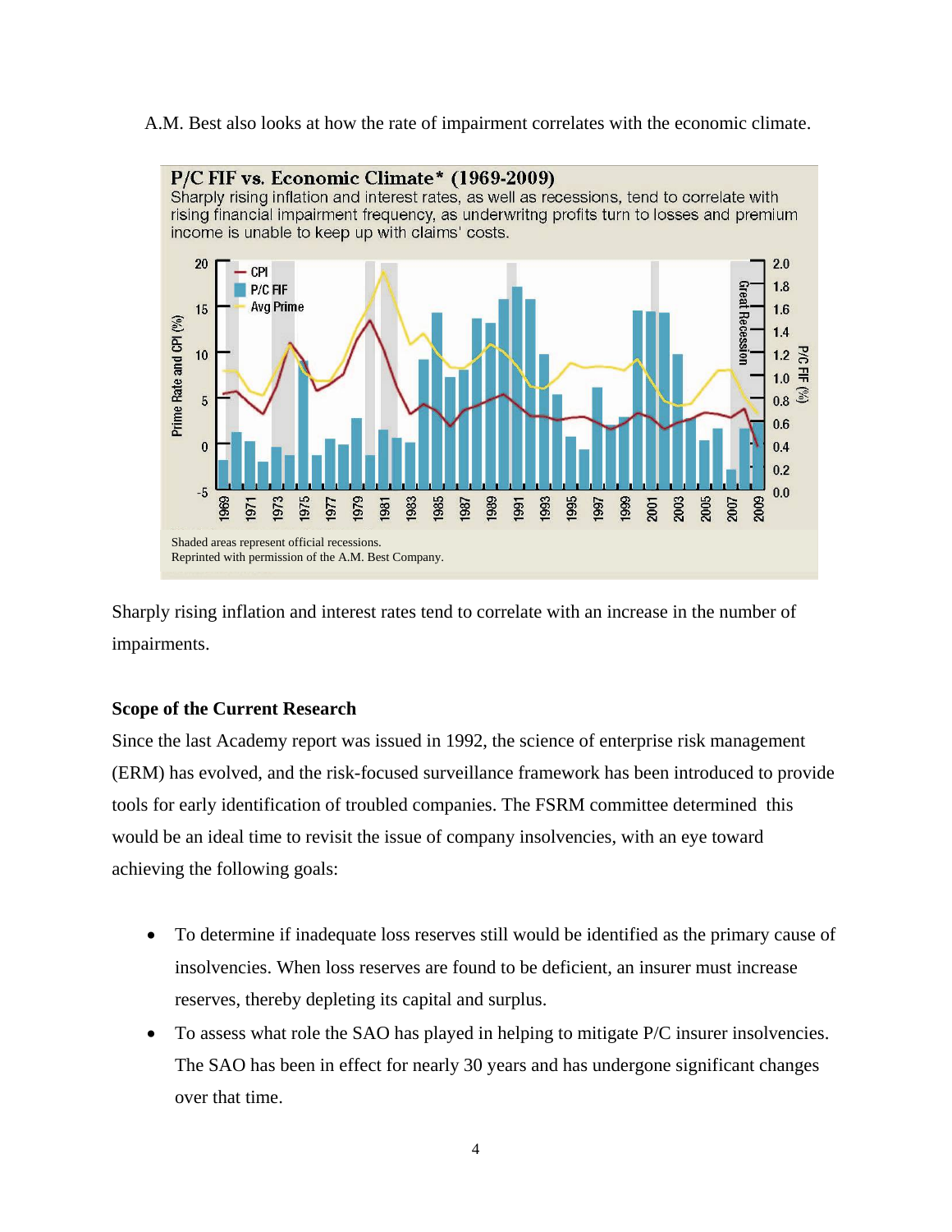A.M. Best also looks at how the rate of impairment correlates with the economic climate.

**P/C FIF vs. Economic Climate* (1969-2009)**

Sharply rising inflation and interest rates, as well as recessions, tend to correlate with rising financial impairment frequency, as underwritng profits turn to losses and premium income is unable to keep up with claims' costs.

Shaded areas represent official recessions.
Reprinted with permission of the A.M. Best Company.

Sharply rising inflation and interest rates tend to correlate with an increase in the number of impairments.

**Scope of the Current Research**

Since the last Academy report was issued in 1992, the science of enterprise risk management (ERM) has evolved, and the risk-focused surveillance framework has been introduced to provide tools for early identification of troubled companies. The FSRM committee determined this would be an ideal time to revisit the issue of company insolvencies, with an eye toward achieving the following goals:

- To determine if inadequate loss reserves still would be identified as the primary cause of insolvencies. When loss reserves are found to be deficient, an insurer must increase reserves, thereby depleting its capital and surplus.
- To assess what role the SAO has played in helping to mitigate P/C insurer insolvencies. The SAO has been in effect for nearly 30 years and has undergone significant changes over that time.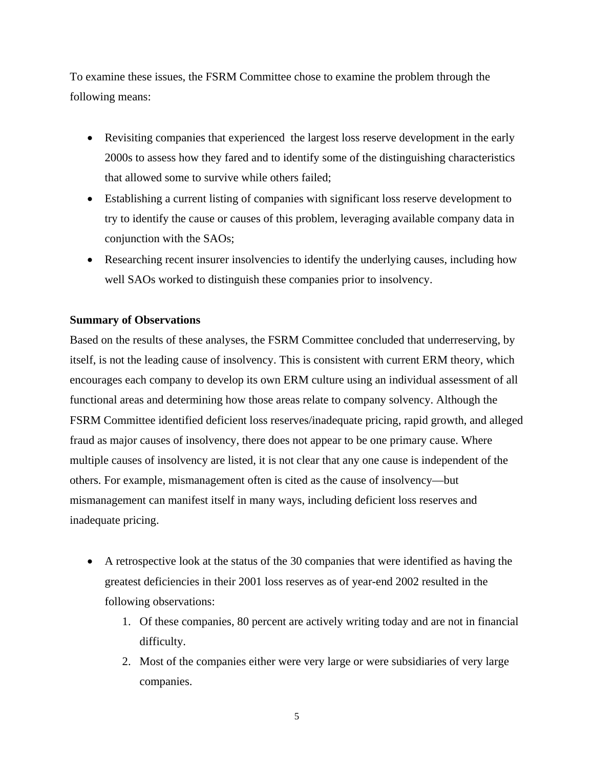To examine these issues, the FSRM Committee chose to examine the problem through the following means:

- Revisiting companies that experienced the largest loss reserve development in the early 2000s to assess how they fared and to identify some of the distinguishing characteristics that allowed some to survive while others failed;
- Establishing a current listing of companies with significant loss reserve development to try to identify the cause or causes of this problem, leveraging available company data in conjunction with the SAOs;
- Researching recent insurer insolvencies to identify the underlying causes, including how well SAOs worked to distinguish these companies prior to insolvency.

**Summary of Observations**

Based on the results of these analyses, the FSRM Committee concluded that underreserving, by itself, is not the leading cause of insolvency. This is consistent with current ERM theory, which encourages each company to develop its own ERM culture using an individual assessment of all functional areas and determining how those areas relate to company solvency. Although the FSRM Committee identified deficient loss reserves/inadequate pricing, rapid growth, and alleged fraud as major causes of insolvency, there does not appear to be one primary cause. Where multiple causes of insolvency are listed, it is not clear that any one cause is independent of the others. For example, mismanagement often is cited as the cause of insolvency—but mismanagement can manifest itself in many ways, including deficient loss reserves and inadequate pricing.

- A retrospective look at the status of the 30 companies that were identified as having the greatest deficiencies in their 2001 loss reserves as of year-end 2002 resulted in the following observations:
    1. Of these companies, 80 percent are actively writing today and are not in financial difficulty.
    2. Most of the companies either were very large or were subsidiaries of very large companies.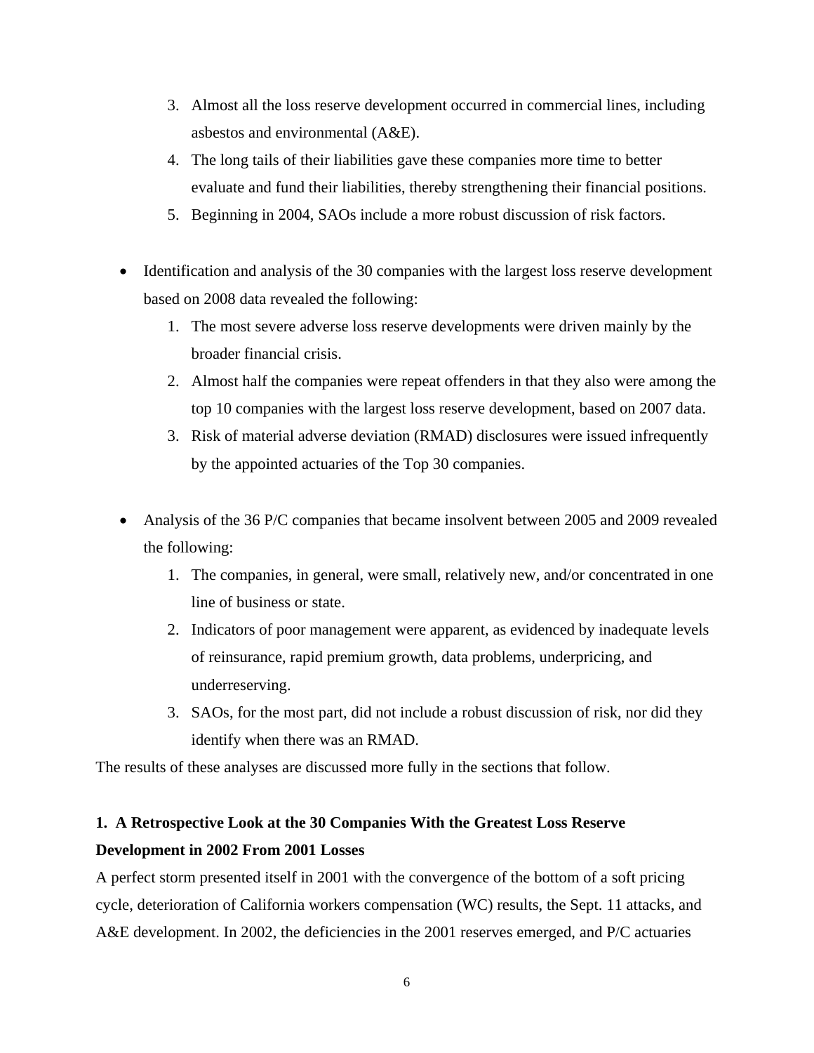3. Almost all the loss reserve development occurred in commercial lines, including asbestos and environmental (A&E).
4. The long tails of their liabilities gave these companies more time to better evaluate and fund their liabilities, thereby strengthening their financial positions.
5. Beginning in 2004, SAOs include a more robust discussion of risk factors.

- Identification and analysis of the 30 companies with the largest loss reserve development based on 2008 data revealed the following:
    1. The most severe adverse loss reserve developments were driven mainly by the broader financial crisis.
    2. Almost half the companies were repeat offenders in that they also were among the top 10 companies with the largest loss reserve development, based on 2007 data.
    3. Risk of material adverse deviation (RMAD) disclosures were issued infrequently by the appointed actuaries of the Top 30 companies.

- Analysis of the 36 P/C companies that became insolvent between 2005 and 2009 revealed the following:
    1. The companies, in general, were small, relatively new, and/or concentrated in one line of business or state.
    2. Indicators of poor management were apparent, as evidenced by inadequate levels of reinsurance, rapid premium growth, data problems, underpricing, and underreserving.
    3. SAOs, for the most part, did not include a robust discussion of risk, nor did they identify when there was an RMAD.

The results of these analyses are discussed more fully in the sections that follow.

## 1. A Retrospective Look at the 30 Companies With the Greatest Loss Reserve Development in 2002 From 2001 Losses

A perfect storm presented itself in 2001 with the convergence of the bottom of a soft pricing cycle, deterioration of California workers compensation (WC) results, the Sept. 11 attacks, and A&E development. In 2002, the deficiencies in the 2001 reserves emerged, and P/C actuaries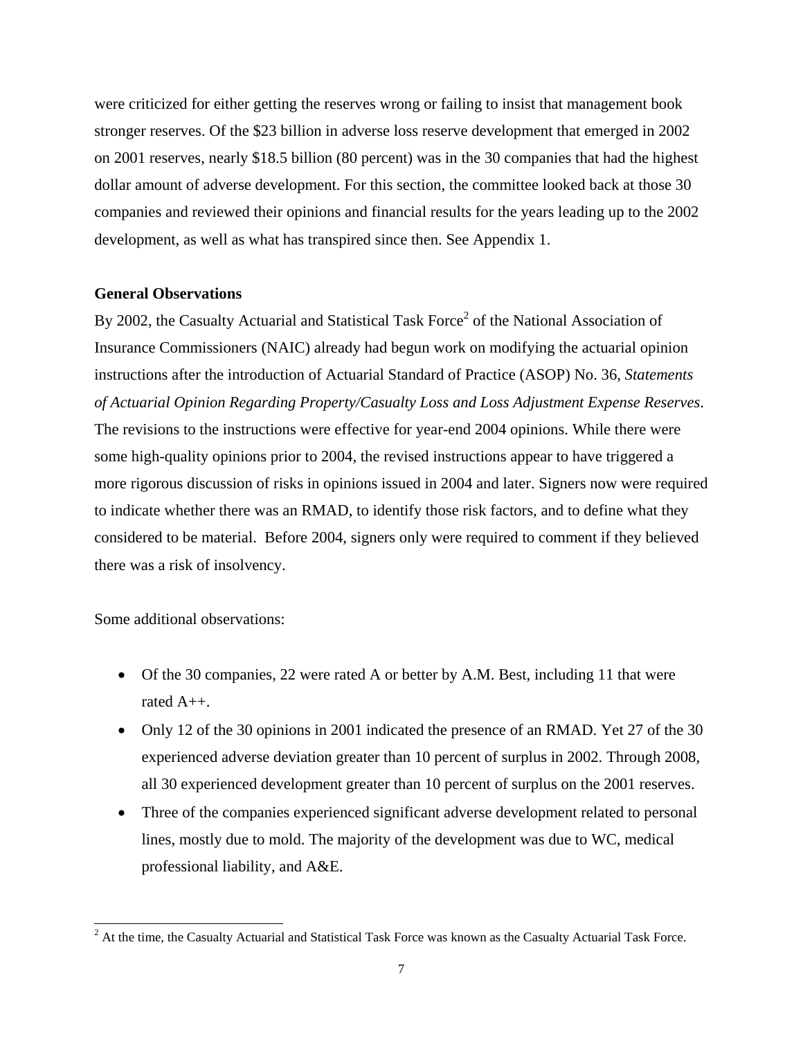were criticized for either getting the reserves wrong or failing to insist that management book stronger reserves. Of the $23 billion in adverse loss reserve development that emerged in 2002 on 2001 reserves, nearly $18.5 billion (80 percent) was in the 30 companies that had the highest dollar amount of adverse development. For this section, the committee looked back at those 30 companies and reviewed their opinions and financial results for the years leading up to the 2002 development, as well as what has transpired since then. See Appendix 1.

**General Observations**

By 2002, the Casualty Actuarial and Statistical Task Force[2] of the National Association of Insurance Commissioners (NAIC) already had begun work on modifying the actuarial opinion instructions after the introduction of Actuarial Standard of Practice (ASOP) No. 36, *Statements of Actuarial Opinion Regarding Property/Casualty Loss and Loss Adjustment Expense Reserves*. The revisions to the instructions were effective for year-end 2004 opinions. While there were some high-quality opinions prior to 2004, the revised instructions appear to have triggered a more rigorous discussion of risks in opinions issued in 2004 and later. Signers now were required to indicate whether there was an RMAD, to identify those risk factors, and to define what they considered to be material. Before 2004, signers only were required to comment if they believed there was a risk of insolvency.

Some additional observations:

- Of the 30 companies, 22 were rated A or better by A.M. Best, including 11 that were rated A++.
- Only 12 of the 30 opinions in 2001 indicated the presence of an RMAD. Yet 27 of the 30 experienced adverse deviation greater than 10 percent of surplus in 2002. Through 2008, all 30 experienced development greater than 10 percent of surplus on the 2001 reserves.
- Three of the companies experienced significant adverse development related to personal lines, mostly due to mold. The majority of the development was due to WC, medical professional liability, and A&E.

[2] At the time, the Casualty Actuarial and Statistical Task Force was known as the Casualty Actuarial Task Force.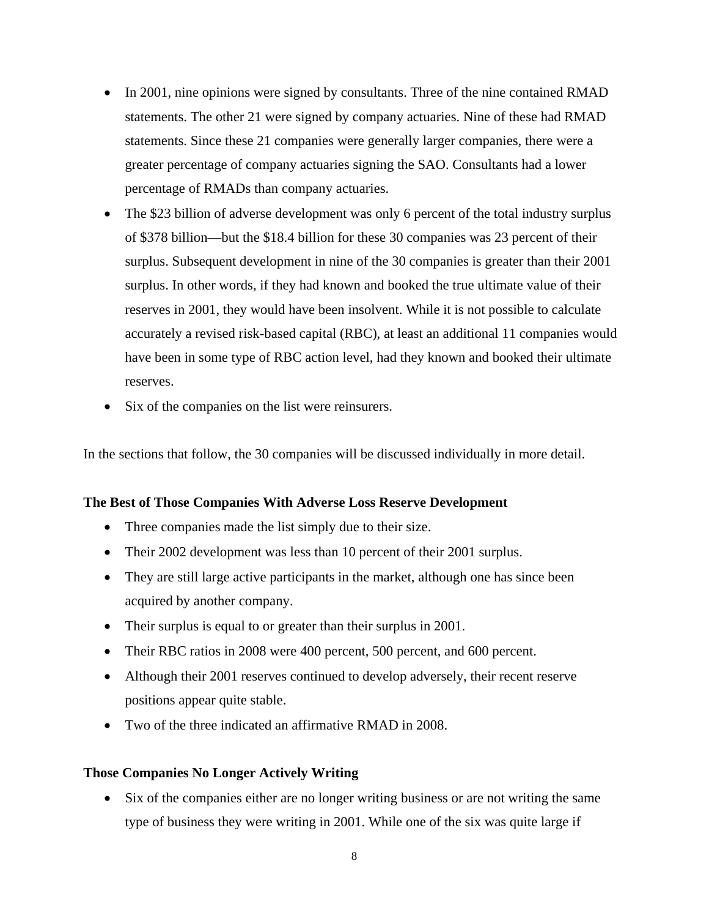- In 2001, nine opinions were signed by consultants. Three of the nine contained RMAD statements. The other 21 were signed by company actuaries. Nine of these had RMAD statements. Since these 21 companies were generally larger companies, there were a greater percentage of company actuaries signing the SAO. Consultants had a lower percentage of RMADs than company actuaries.
- The $23 billion of adverse development was only 6 percent of the total industry surplus of $378 billion—but the $18.4 billion for these 30 companies was 23 percent of their surplus. Subsequent development in nine of the 30 companies is greater than their 2001 surplus. In other words, if they had known and booked the true ultimate value of their reserves in 2001, they would have been insolvent. While it is not possible to calculate accurately a revised risk-based capital (RBC), at least an additional 11 companies would have been in some type of RBC action level, had they known and booked their ultimate reserves.
- Six of the companies on the list were reinsurers.

In the sections that follow, the 30 companies will be discussed individually in more detail.

**The Best of Those Companies With Adverse Loss Reserve Development**

- Three companies made the list simply due to their size.
- Their 2002 development was less than 10 percent of their 2001 surplus.
- They are still large active participants in the market, although one has since been acquired by another company.
- Their surplus is equal to or greater than their surplus in 2001.
- Their RBC ratios in 2008 were 400 percent, 500 percent, and 600 percent.
- Although their 2001 reserves continued to develop adversely, their recent reserve positions appear quite stable.
- Two of the three indicated an affirmative RMAD in 2008.

**Those Companies No Longer Actively Writing**

- Six of the companies either are no longer writing business or are not writing the same type of business they were writing in 2001. While one of the six was quite large if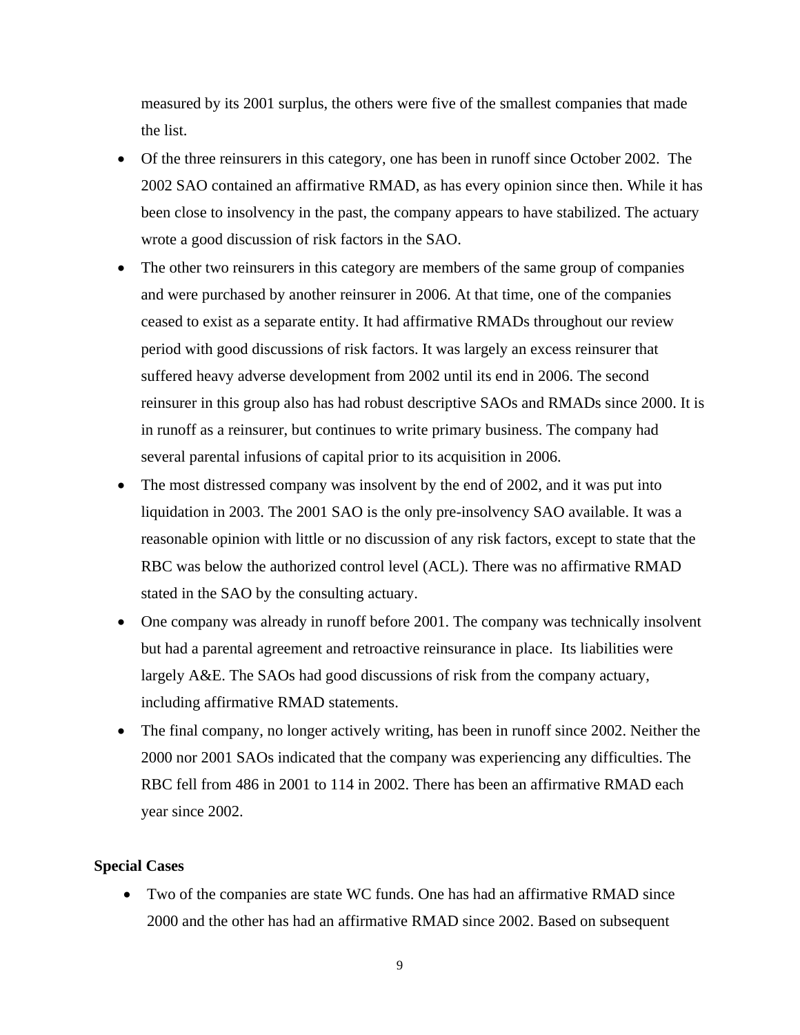measured by its 2001 surplus, the others were five of the smallest companies that made the list.

- Of the three reinsurers in this category, one has been in runoff since October 2002. The 2002 SAO contained an affirmative RMAD, as has every opinion since then. While it has been close to insolvency in the past, the company appears to have stabilized. The actuary wrote a good discussion of risk factors in the SAO.
- The other two reinsurers in this category are members of the same group of companies and were purchased by another reinsurer in 2006. At that time, one of the companies ceased to exist as a separate entity. It had affirmative RMADs throughout our review period with good discussions of risk factors. It was largely an excess reinsurer that suffered heavy adverse development from 2002 until its end in 2006. The second reinsurer in this group also has had robust descriptive SAOs and RMADs since 2000. It is in runoff as a reinsurer, but continues to write primary business. The company had several parental infusions of capital prior to its acquisition in 2006.
- The most distressed company was insolvent by the end of 2002, and it was put into liquidation in 2003. The 2001 SAO is the only pre-insolvency SAO available. It was a reasonable opinion with little or no discussion of any risk factors, except to state that the RBC was below the authorized control level (ACL). There was no affirmative RMAD stated in the SAO by the consulting actuary.
- One company was already in runoff before 2001. The company was technically insolvent but had a parental agreement and retroactive reinsurance in place. Its liabilities were largely A&E. The SAOs had good discussions of risk from the company actuary, including affirmative RMAD statements.
- The final company, no longer actively writing, has been in runoff since 2002. Neither the 2000 nor 2001 SAOs indicated that the company was experiencing any difficulties. The RBC fell from 486 in 2001 to 114 in 2002. There has been an affirmative RMAD each year since 2002.

**Special Cases**

- Two of the companies are state WC funds. One has had an affirmative RMAD since 2000 and the other has had an affirmative RMAD since 2002. Based on subsequent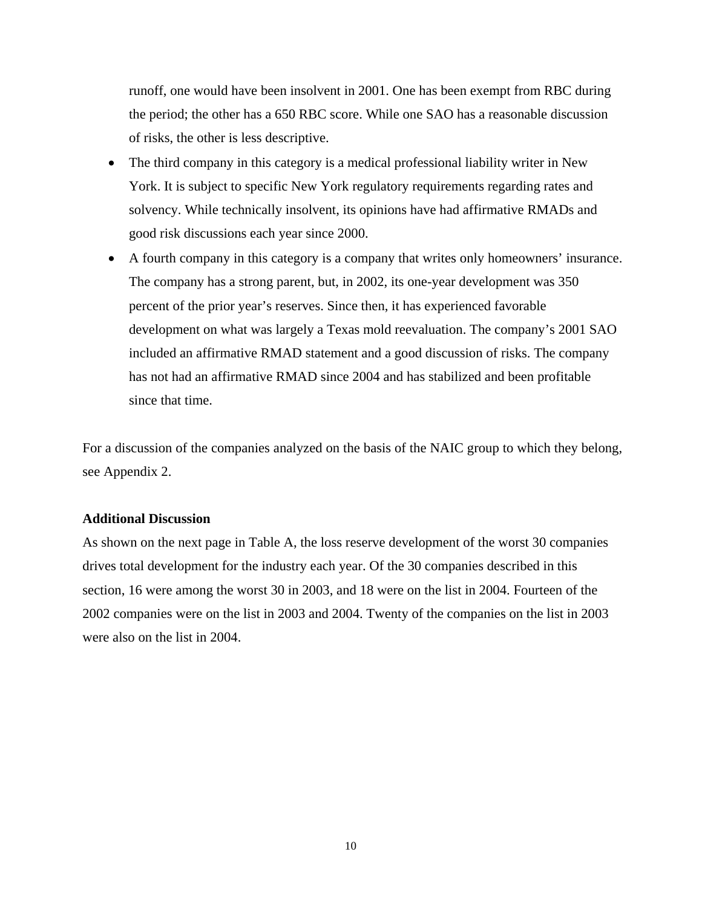runoff, one would have been insolvent in 2001. One has been exempt from RBC during the period; the other has a 650 RBC score. While one SAO has a reasonable discussion of risks, the other is less descriptive.

- The third company in this category is a medical professional liability writer in New York. It is subject to specific New York regulatory requirements regarding rates and solvency. While technically insolvent, its opinions have had affirmative RMADs and good risk discussions each year since 2000.
- A fourth company in this category is a company that writes only homeowners' insurance. The company has a strong parent, but, in 2002, its one-year development was 350 percent of the prior year's reserves. Since then, it has experienced favorable development on what was largely a Texas mold reevaluation. The company's 2001 SAO included an affirmative RMAD statement and a good discussion of risks. The company has not had an affirmative RMAD since 2004 and has stabilized and been profitable since that time.

For a discussion of the companies analyzed on the basis of the NAIC group to which they belong, see Appendix 2.

**Additional Discussion**

As shown on the next page in Table A, the loss reserve development of the worst 30 companies drives total development for the industry each year. Of the 30 companies described in this section, 16 were among the worst 30 in 2003, and 18 were on the list in 2004. Fourteen of the 2002 companies were on the list in 2003 and 2004. Twenty of the companies on the list in 2003 were also on the list in 2004.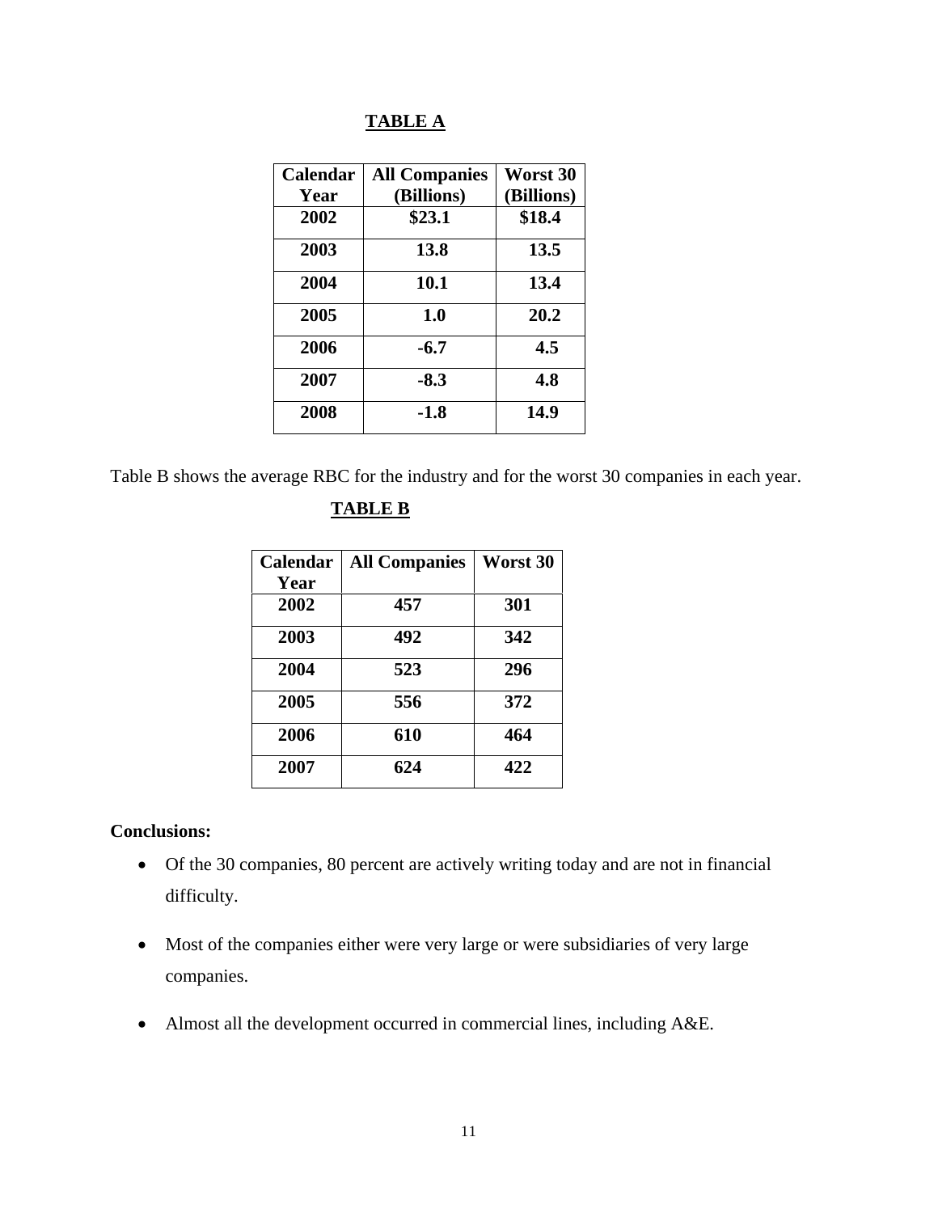**TABLE A**

| Calendar Year | All Companies (Billions) | Worst 30 (Billions) |
|---|---|---|
| 2002 | $23.1 | $18.4 |
| 2003 | 13.8 | 13.5 |
| 2004 | 10.1 | 13.4 |
| 2005 | 1.0 | 20.2 |
| 2006 | -6.7 | 4.5 |
| 2007 | -8.3 | 4.8 |
| 2008 | -1.8 | 14.9 |

Table B shows the average RBC for the industry and for the worst 30 companies in each year.

**TABLE B**

| Calendar Year | All Companies | Worst 30 |
|---|---|---|
| 2002 | 457 | 301 |
| 2003 | 492 | 342 |
| 2004 | 523 | 296 |
| 2005 | 556 | 372 |
| 2006 | 610 | 464 |
| 2007 | 624 | 422 |

**Conclusions:**

- Of the 30 companies, 80 percent are actively writing today and are not in financial difficulty.
- Most of the companies either were very large or were subsidiaries of very large companies.
- Almost all the development occurred in commercial lines, including A&E.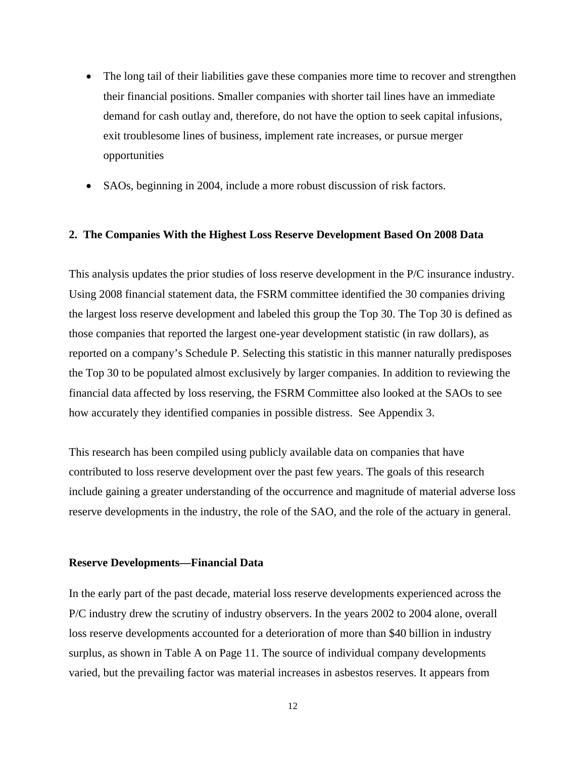- The long tail of their liabilities gave these companies more time to recover and strengthen their financial positions. Smaller companies with shorter tail lines have an immediate demand for cash outlay and, therefore, do not have the option to seek capital infusions, exit troublesome lines of business, implement rate increases, or pursue merger opportunities
- SAOs, beginning in 2004, include a more robust discussion of risk factors.

## 2. The Companies With the Highest Loss Reserve Development Based On 2008 Data

This analysis updates the prior studies of loss reserve development in the P/C insurance industry. Using 2008 financial statement data, the FSRM committee identified the 30 companies driving the largest loss reserve development and labeled this group the Top 30. The Top 30 is defined as those companies that reported the largest one-year development statistic (in raw dollars), as reported on a company's Schedule P. Selecting this statistic in this manner naturally predisposes the Top 30 to be populated almost exclusively by larger companies. In addition to reviewing the financial data affected by loss reserving, the FSRM Committee also looked at the SAOs to see how accurately they identified companies in possible distress. See Appendix 3.

This research has been compiled using publicly available data on companies that have contributed to loss reserve development over the past few years. The goals of this research include gaining a greater understanding of the occurrence and magnitude of material adverse loss reserve developments in the industry, the role of the SAO, and the role of the actuary in general.

### Reserve Developments—Financial Data

In the early part of the past decade, material loss reserve developments experienced across the P/C industry drew the scrutiny of industry observers. In the years 2002 to 2004 alone, overall loss reserve developments accounted for a deterioration of more than $40 billion in industry surplus, as shown in Table A on Page 11. The source of individual company developments varied, but the prevailing factor was material increases in asbestos reserves. It appears from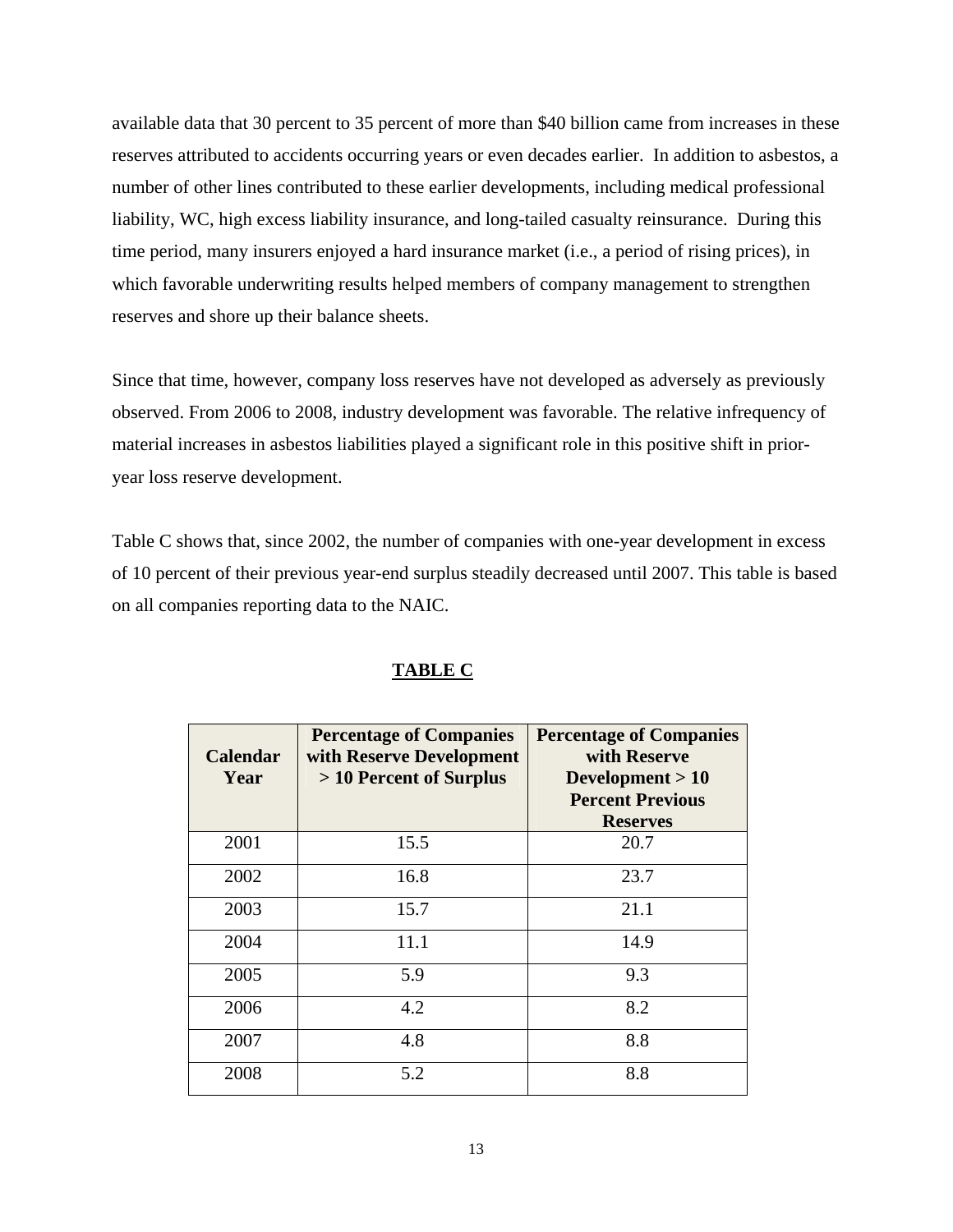available data that 30 percent to 35 percent of more than $40 billion came from increases in these reserves attributed to accidents occurring years or even decades earlier. In addition to asbestos, a number of other lines contributed to these earlier developments, including medical professional liability, WC, high excess liability insurance, and long-tailed casualty reinsurance. During this time period, many insurers enjoyed a hard insurance market (i.e., a period of rising prices), in which favorable underwriting results helped members of company management to strengthen reserves and shore up their balance sheets.

Since that time, however, company loss reserves have not developed as adversely as previously observed. From 2006 to 2008, industry development was favorable. The relative infrequency of material increases in asbestos liabilities played a significant role in this positive shift in prior-year loss reserve development.

Table C shows that, since 2002, the number of companies with one-year development in excess of 10 percent of their previous year-end surplus steadily decreased until 2007. This table is based on all companies reporting data to the NAIC.

**TABLE C**

| Calendar Year | Percentage of Companies with Reserve Development > 10 Percent of Surplus | Percentage of Companies with Reserve Development > 10 Percent Previous Reserves |
|---|---|---|
| 2001 | 15.5 | 20.7 |
| 2002 | 16.8 | 23.7 |
| 2003 | 15.7 | 21.1 |
| 2004 | 11.1 | 14.9 |
| 2005 | 5.9 | 9.3 |
| 2006 | 4.2 | 8.2 |
| 2007 | 4.8 | 8.8 |
| 2008 | 5.2 | 8.8 |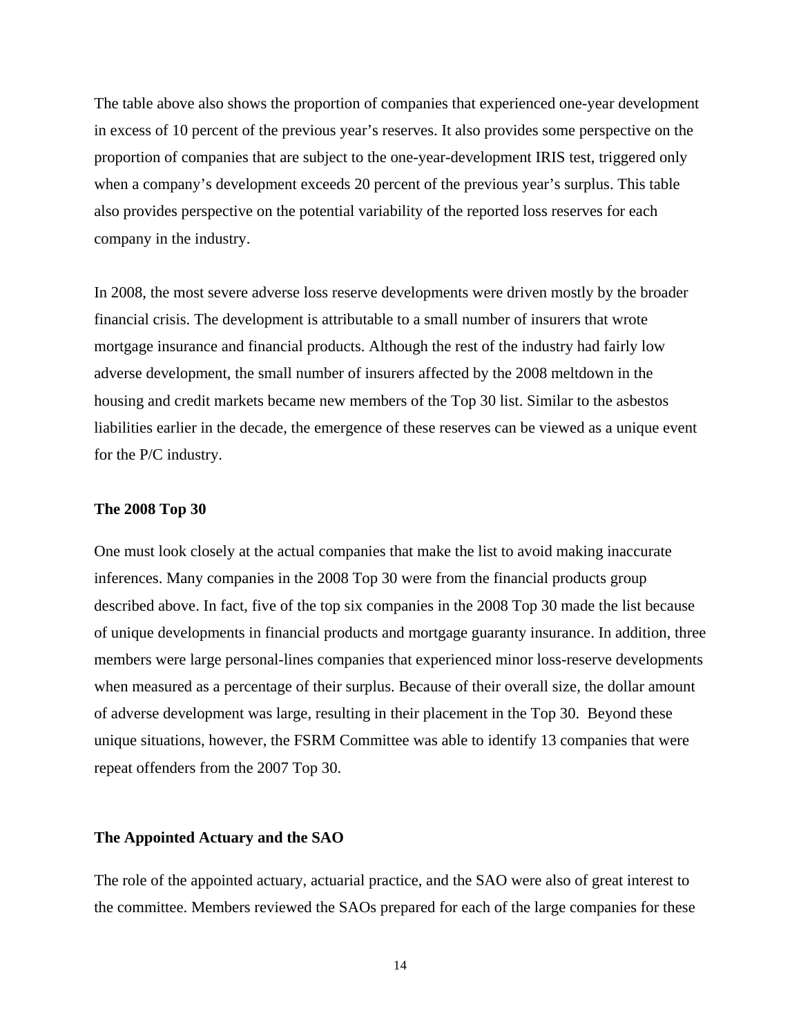The table above also shows the proportion of companies that experienced one-year development in excess of 10 percent of the previous year's reserves. It also provides some perspective on the proportion of companies that are subject to the one-year-development IRIS test, triggered only when a company's development exceeds 20 percent of the previous year's surplus. This table also provides perspective on the potential variability of the reported loss reserves for each company in the industry.

In 2008, the most severe adverse loss reserve developments were driven mostly by the broader financial crisis. The development is attributable to a small number of insurers that wrote mortgage insurance and financial products. Although the rest of the industry had fairly low adverse development, the small number of insurers affected by the 2008 meltdown in the housing and credit markets became new members of the Top 30 list. Similar to the asbestos liabilities earlier in the decade, the emergence of these reserves can be viewed as a unique event for the P/C industry.

**The 2008 Top 30**

One must look closely at the actual companies that make the list to avoid making inaccurate inferences. Many companies in the 2008 Top 30 were from the financial products group described above. In fact, five of the top six companies in the 2008 Top 30 made the list because of unique developments in financial products and mortgage guaranty insurance. In addition, three members were large personal-lines companies that experienced minor loss-reserve developments when measured as a percentage of their surplus. Because of their overall size, the dollar amount of adverse development was large, resulting in their placement in the Top 30. Beyond these unique situations, however, the FSRM Committee was able to identify 13 companies that were repeat offenders from the 2007 Top 30.

**The Appointed Actuary and the SAO**

The role of the appointed actuary, actuarial practice, and the SAO were also of great interest to the committee. Members reviewed the SAOs prepared for each of the large companies for these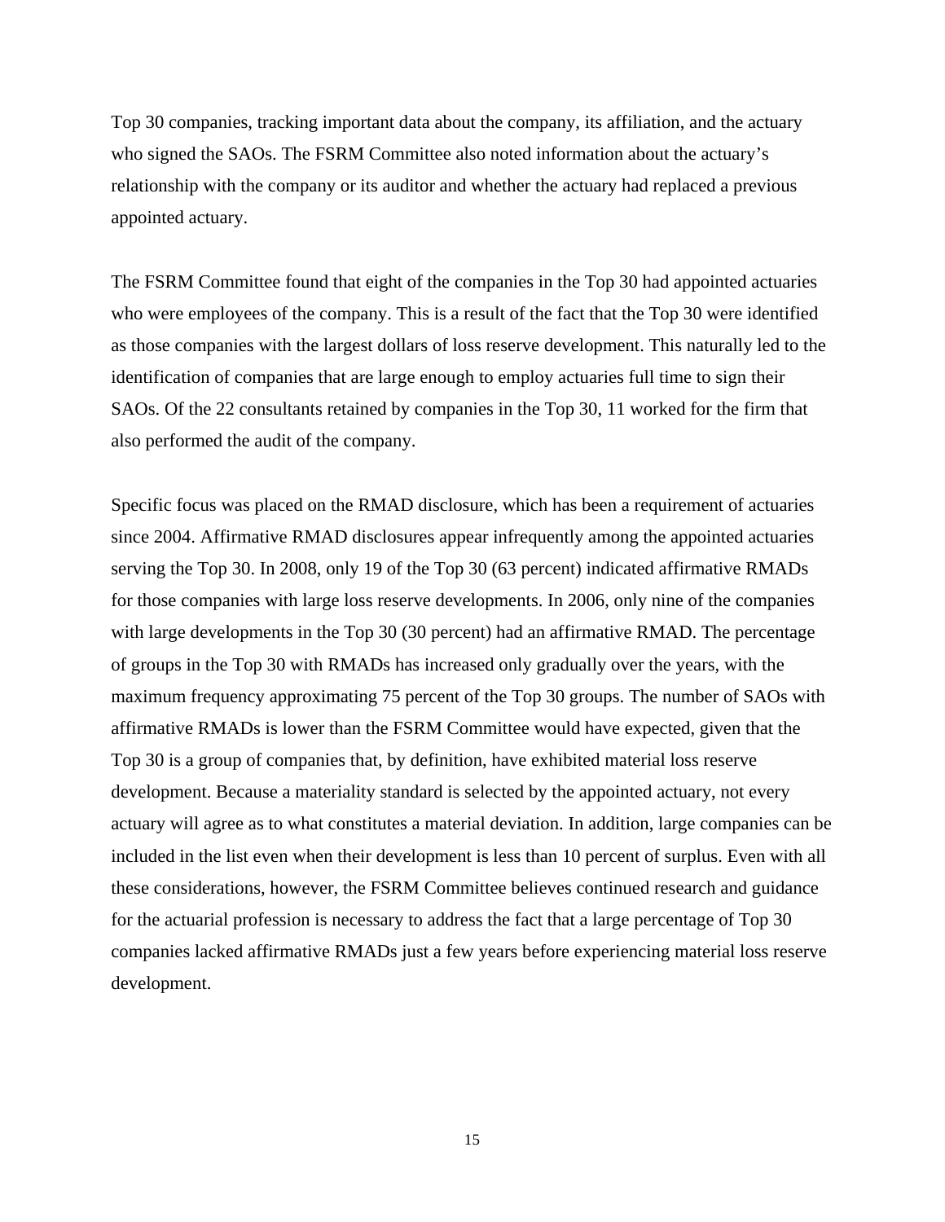Top 30 companies, tracking important data about the company, its affiliation, and the actuary who signed the SAOs. The FSRM Committee also noted information about the actuary's relationship with the company or its auditor and whether the actuary had replaced a previous appointed actuary.

The FSRM Committee found that eight of the companies in the Top 30 had appointed actuaries who were employees of the company. This is a result of the fact that the Top 30 were identified as those companies with the largest dollars of loss reserve development. This naturally led to the identification of companies that are large enough to employ actuaries full time to sign their SAOs. Of the 22 consultants retained by companies in the Top 30, 11 worked for the firm that also performed the audit of the company.

Specific focus was placed on the RMAD disclosure, which has been a requirement of actuaries since 2004. Affirmative RMAD disclosures appear infrequently among the appointed actuaries serving the Top 30. In 2008, only 19 of the Top 30 (63 percent) indicated affirmative RMADs for those companies with large loss reserve developments. In 2006, only nine of the companies with large developments in the Top 30 (30 percent) had an affirmative RMAD. The percentage of groups in the Top 30 with RMADs has increased only gradually over the years, with the maximum frequency approximating 75 percent of the Top 30 groups. The number of SAOs with affirmative RMADs is lower than the FSRM Committee would have expected, given that the Top 30 is a group of companies that, by definition, have exhibited material loss reserve development. Because a materiality standard is selected by the appointed actuary, not every actuary will agree as to what constitutes a material deviation. In addition, large companies can be included in the list even when their development is less than 10 percent of surplus. Even with all these considerations, however, the FSRM Committee believes continued research and guidance for the actuarial profession is necessary to address the fact that a large percentage of Top 30 companies lacked affirmative RMADs just a few years before experiencing material loss reserve development.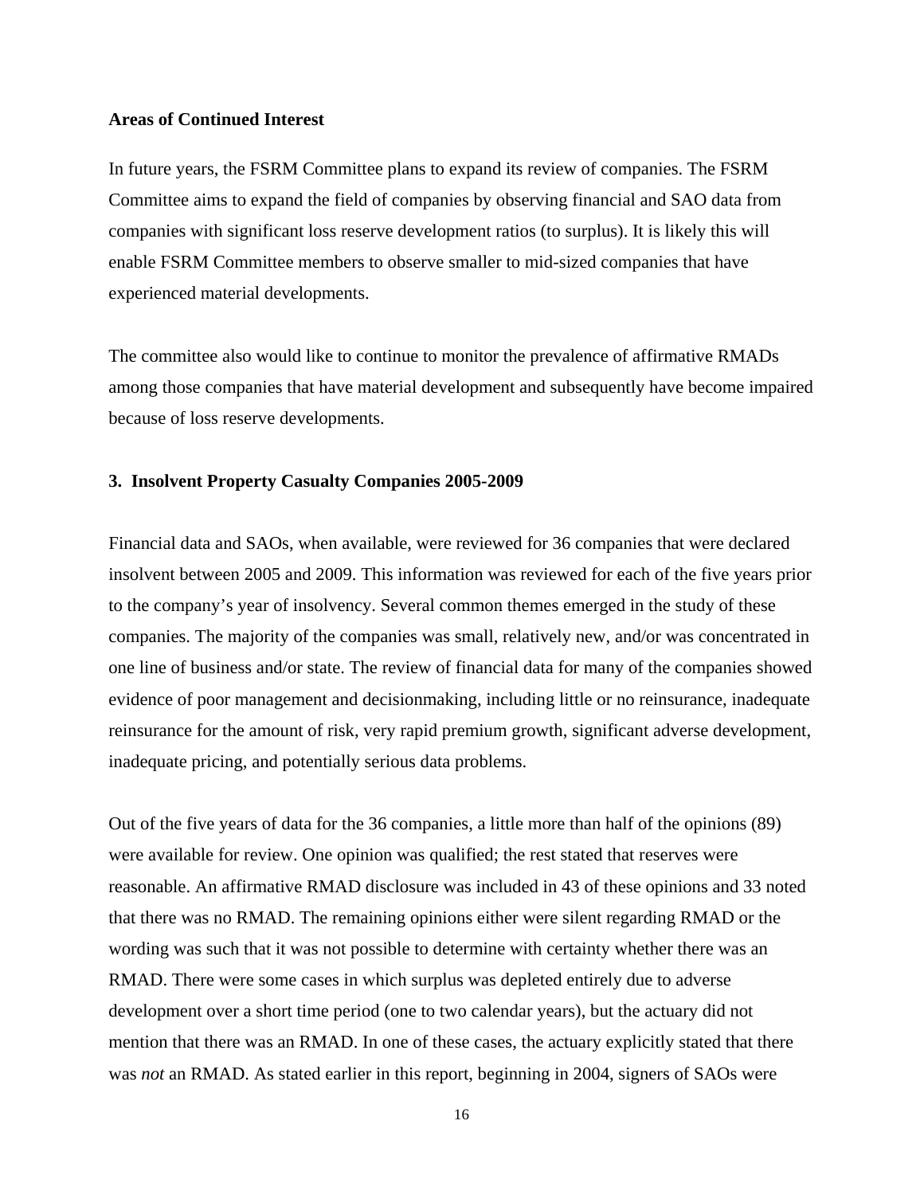**Areas of Continued Interest**

In future years, the FSRM Committee plans to expand its review of companies. The FSRM Committee aims to expand the field of companies by observing financial and SAO data from companies with significant loss reserve development ratios (to surplus). It is likely this will enable FSRM Committee members to observe smaller to mid-sized companies that have experienced material developments.

The committee also would like to continue to monitor the prevalence of affirmative RMADs among those companies that have material development and subsequently have become impaired because of loss reserve developments.

### 3. Insolvent Property Casualty Companies 2005-2009

Financial data and SAOs, when available, were reviewed for 36 companies that were declared insolvent between 2005 and 2009. This information was reviewed for each of the five years prior to the company's year of insolvency. Several common themes emerged in the study of these companies. The majority of the companies was small, relatively new, and/or was concentrated in one line of business and/or state. The review of financial data for many of the companies showed evidence of poor management and decisionmaking, including little or no reinsurance, inadequate reinsurance for the amount of risk, very rapid premium growth, significant adverse development, inadequate pricing, and potentially serious data problems.

Out of the five years of data for the 36 companies, a little more than half of the opinions (89) were available for review. One opinion was qualified; the rest stated that reserves were reasonable. An affirmative RMAD disclosure was included in 43 of these opinions and 33 noted that there was no RMAD. The remaining opinions either were silent regarding RMAD or the wording was such that it was not possible to determine with certainty whether there was an RMAD. There were some cases in which surplus was depleted entirely due to adverse development over a short time period (one to two calendar years), but the actuary did not mention that there was an RMAD. In one of these cases, the actuary explicitly stated that there was *not* an RMAD. As stated earlier in this report, beginning in 2004, signers of SAOs were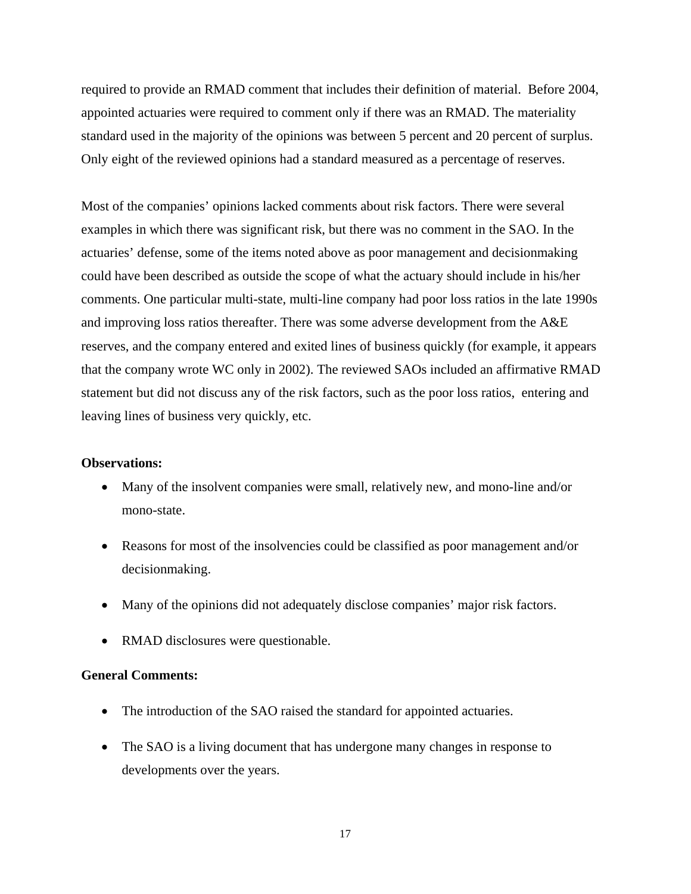required to provide an RMAD comment that includes their definition of material. Before 2004, appointed actuaries were required to comment only if there was an RMAD. The materiality standard used in the majority of the opinions was between 5 percent and 20 percent of surplus. Only eight of the reviewed opinions had a standard measured as a percentage of reserves.

Most of the companies' opinions lacked comments about risk factors. There were several examples in which there was significant risk, but there was no comment in the SAO. In the actuaries' defense, some of the items noted above as poor management and decisionmaking could have been described as outside the scope of what the actuary should include in his/her comments. One particular multi-state, multi-line company had poor loss ratios in the late 1990s and improving loss ratios thereafter. There was some adverse development from the A&E reserves, and the company entered and exited lines of business quickly (for example, it appears that the company wrote WC only in 2002). The reviewed SAOs included an affirmative RMAD statement but did not discuss any of the risk factors, such as the poor loss ratios, entering and leaving lines of business very quickly, etc.

**Observations:**

- Many of the insolvent companies were small, relatively new, and mono-line and/or mono-state.
- Reasons for most of the insolvencies could be classified as poor management and/or decisionmaking.
- Many of the opinions did not adequately disclose companies' major risk factors.
- RMAD disclosures were questionable.

**General Comments:**

- The introduction of the SAO raised the standard for appointed actuaries.
- The SAO is a living document that has undergone many changes in response to developments over the years.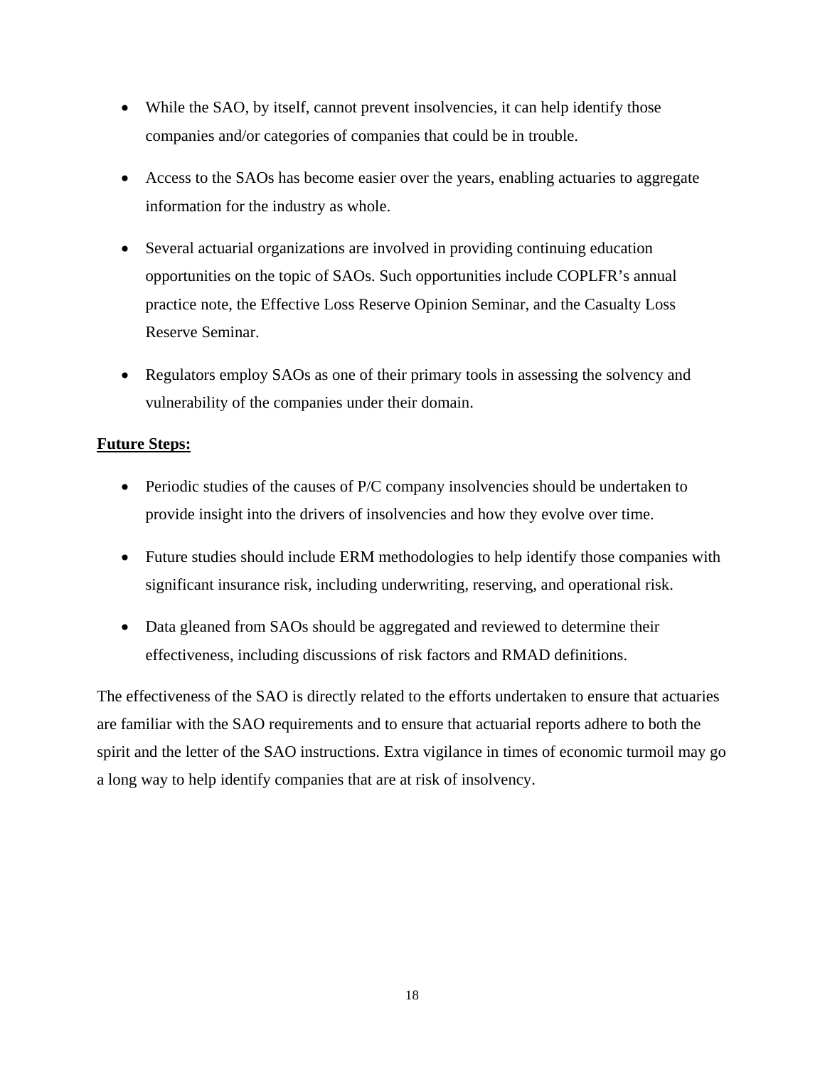- While the SAO, by itself, cannot prevent insolvencies, it can help identify those companies and/or categories of companies that could be in trouble.

- Access to the SAOs has become easier over the years, enabling actuaries to aggregate information for the industry as whole.

- Several actuarial organizations are involved in providing continuing education opportunities on the topic of SAOs. Such opportunities include COPLFR's annual practice note, the Effective Loss Reserve Opinion Seminar, and the Casualty Loss Reserve Seminar.

- Regulators employ SAOs as one of their primary tools in assessing the solvency and vulnerability of the companies under their domain.

**Future Steps:**

- Periodic studies of the causes of P/C company insolvencies should be undertaken to provide insight into the drivers of insolvencies and how they evolve over time.

- Future studies should include ERM methodologies to help identify those companies with significant insurance risk, including underwriting, reserving, and operational risk.

- Data gleaned from SAOs should be aggregated and reviewed to determine their effectiveness, including discussions of risk factors and RMAD definitions.

The effectiveness of the SAO is directly related to the efforts undertaken to ensure that actuaries are familiar with the SAO requirements and to ensure that actuarial reports adhere to both the spirit and the letter of the SAO instructions. Extra vigilance in times of economic turmoil may go a long way to help identify companies that are at risk of insolvency.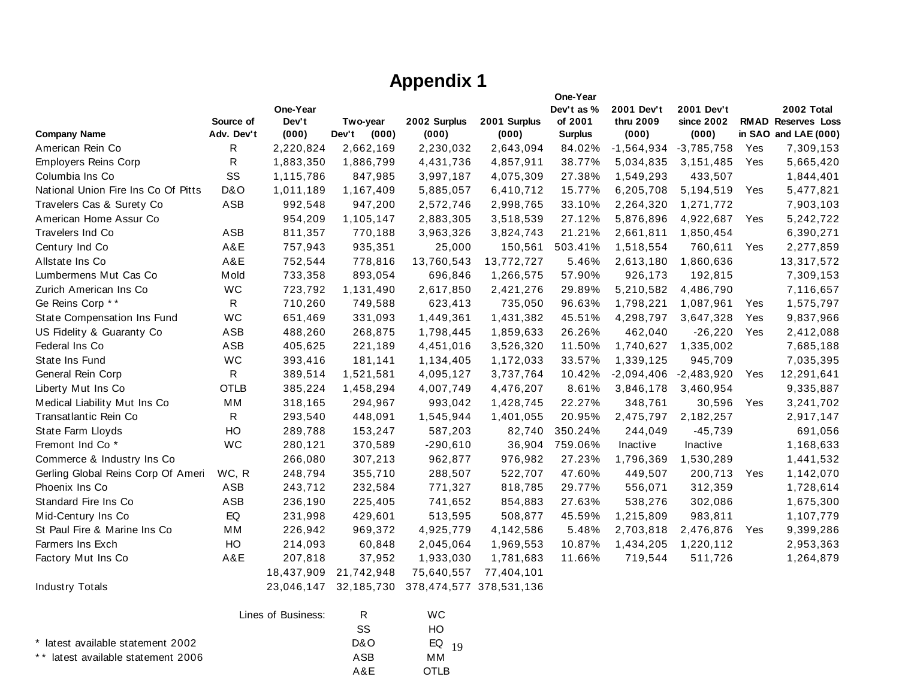# Appendix 1

| Company Name | Source of Adv. Dev't | One-Year Dev't (000) | Two-year Dev't (000) | 2002 Surplus (000) | 2001 Surplus (000) | One-Year Dev't as % of 2001 Surplus | 2001 Dev't thru 2009 (000) | 2001 Dev't since 2002 (000) | RMAD in SAO | 2002 Total Reserves Loss and LAE (000) |
|---|---|---|---|---|---|---|---|---|---|---|
| American Rein Co | R | 2,220,824 | 2,662,169 | 2,230,032 | 2,643,094 | 84.02% | -1,564,934 | -3,785,758 | Yes | 7,309,153 |
| Employers Reins Corp | R | 1,883,350 | 1,886,799 | 4,431,736 | 4,857,911 | 38.77% | 5,034,835 | 3,151,485 | Yes | 5,665,420 |
| Columbia Ins Co | SS | 1,115,786 | 847,985 | 3,997,187 | 4,075,309 | 27.38% | 1,549,293 | 433,507 | | 1,844,401 |
| National Union Fire Ins Co Of Pitts | D&O | 1,011,189 | 1,167,409 | 5,885,057 | 6,410,712 | 15.77% | 6,205,708 | 5,194,519 | Yes | 5,477,821 |
| Travelers Cas & Surety Co | ASB | 992,548 | 947,200 | 2,572,746 | 2,998,765 | 33.10% | 2,264,320 | 1,271,772 | | 7,903,103 |
| American Home Assur Co | | 954,209 | 1,105,147 | 2,883,305 | 3,518,539 | 27.12% | 5,876,896 | 4,922,687 | Yes | 5,242,722 |
| Travelers Ind Co | ASB | 811,357 | 770,188 | 3,963,326 | 3,824,743 | 21.21% | 2,661,811 | 1,850,454 | | 6,390,271 |
| Century Ind Co | A&E | 757,943 | 935,351 | 25,000 | 150,561 | 503.41% | 1,518,554 | 760,611 | Yes | 2,277,859 |
| Allstate Ins Co | A&E | 752,544 | 778,816 | 13,760,543 | 13,772,727 | 5.46% | 2,613,180 | 1,860,636 | | 13,317,572 |
| Lumbermens Mut Cas Co | Mold | 733,358 | 893,054 | 696,846 | 1,266,575 | 57.90% | 926,173 | 192,815 | | 7,309,153 |
| Zurich American Ins Co | WC | 723,792 | 1,131,490 | 2,617,850 | 2,421,276 | 29.89% | 5,210,582 | 4,486,790 | | 7,116,657 |
| Ge Reins Corp ** | R | 710,260 | 749,588 | 623,413 | 735,050 | 96.63% | 1,798,221 | 1,087,961 | Yes | 1,575,797 |
| State Compensation Ins Fund | WC | 651,469 | 331,093 | 1,449,361 | 1,431,382 | 45.51% | 4,298,797 | 3,647,328 | Yes | 9,837,966 |
| US Fidelity & Guaranty Co | ASB | 488,260 | 268,875 | 1,798,445 | 1,859,633 | 26.26% | 462,040 | -26,220 | Yes | 2,412,088 |
| Federal Ins Co | ASB | 405,625 | 221,189 | 4,451,016 | 3,526,320 | 11.50% | 1,740,627 | 1,335,002 | | 7,685,188 |
| State Ins Fund | WC | 393,416 | 181,141 | 1,134,405 | 1,172,033 | 33.57% | 1,339,125 | 945,709 | | 7,035,395 |
| General Rein Corp | R | 389,514 | 1,521,581 | 4,095,127 | 3,737,764 | 10.42% | -2,094,406 | -2,483,920 | Yes | 12,291,641 |
| Liberty Mut Ins Co | OTLB | 385,224 | 1,458,294 | 4,007,749 | 4,476,207 | 8.61% | 3,846,178 | 3,460,954 | | 9,335,887 |
| Medical Liability Mut Ins Co | MM | 318,165 | 294,967 | 993,042 | 1,428,745 | 22.27% | 348,761 | 30,596 | Yes | 3,241,702 |
| Transatlantic Rein Co | R | 293,540 | 448,091 | 1,545,944 | 1,401,055 | 20.95% | 2,475,797 | 2,182,257 | | 2,917,147 |
| State Farm Lloyds | HO | 289,788 | 153,247 | 587,203 | 82,740 | 350.24% | 244,049 | -45,739 | | 691,056 |
| Fremont Ind Co * | WC | 280,121 | 370,589 | -290,610 | 36,904 | 759.06% | Inactive | Inactive | | 1,168,633 |
| Commerce & Industry Ins Co | | 266,080 | 307,213 | 962,877 | 976,982 | 27.23% | 1,796,369 | 1,530,289 | | 1,441,532 |
| Gerling Global Reins Corp Of Ameri | WC, R | 248,794 | 355,710 | 288,507 | 522,707 | 47.60% | 449,507 | 200,713 | Yes | 1,142,070 |
| Phoenix Ins Co | ASB | 243,712 | 232,584 | 771,327 | 818,785 | 29.77% | 556,071 | 312,359 | | 1,728,614 |
| Standard Fire Ins Co | ASB | 236,190 | 225,405 | 741,652 | 854,883 | 27.63% | 538,276 | 302,086 | | 1,675,300 |
| Mid-Century Ins Co | EQ | 231,998 | 429,601 | 513,595 | 508,877 | 45.59% | 1,215,809 | 983,811 | | 1,107,779 |
| St Paul Fire & Marine Ins Co | MM | 226,942 | 969,372 | 4,925,779 | 4,142,586 | 5.48% | 2,703,818 | 2,476,876 | Yes | 9,399,286 |
| Farmers Ins Exch | HO | 214,093 | 60,848 | 2,045,064 | 1,969,553 | 10.87% | 1,434,205 | 1,220,112 | | 2,953,363 |
| Factory Mut Ins Co | A&E | 207,818 | 37,952 | 1,933,030 | 1,781,683 | 11.66% | 719,544 | 511,726 | | 1,264,879 |
| | | 18,437,909 | 21,742,948 | 75,640,557 | 77,404,101 | | | | | |
| Industry Totals | | 23,046,147 | 32,185,730 | 378,474,577 | 378,531,136 | | | | | |

Lines of Business:

| | |
|---|---|
| R | WC |
| SS | HO |
| D&O | EQ |
| ASB | MM |
| A&E | OTLB |

\* latest available statement 2002

\*\* latest available statement 2006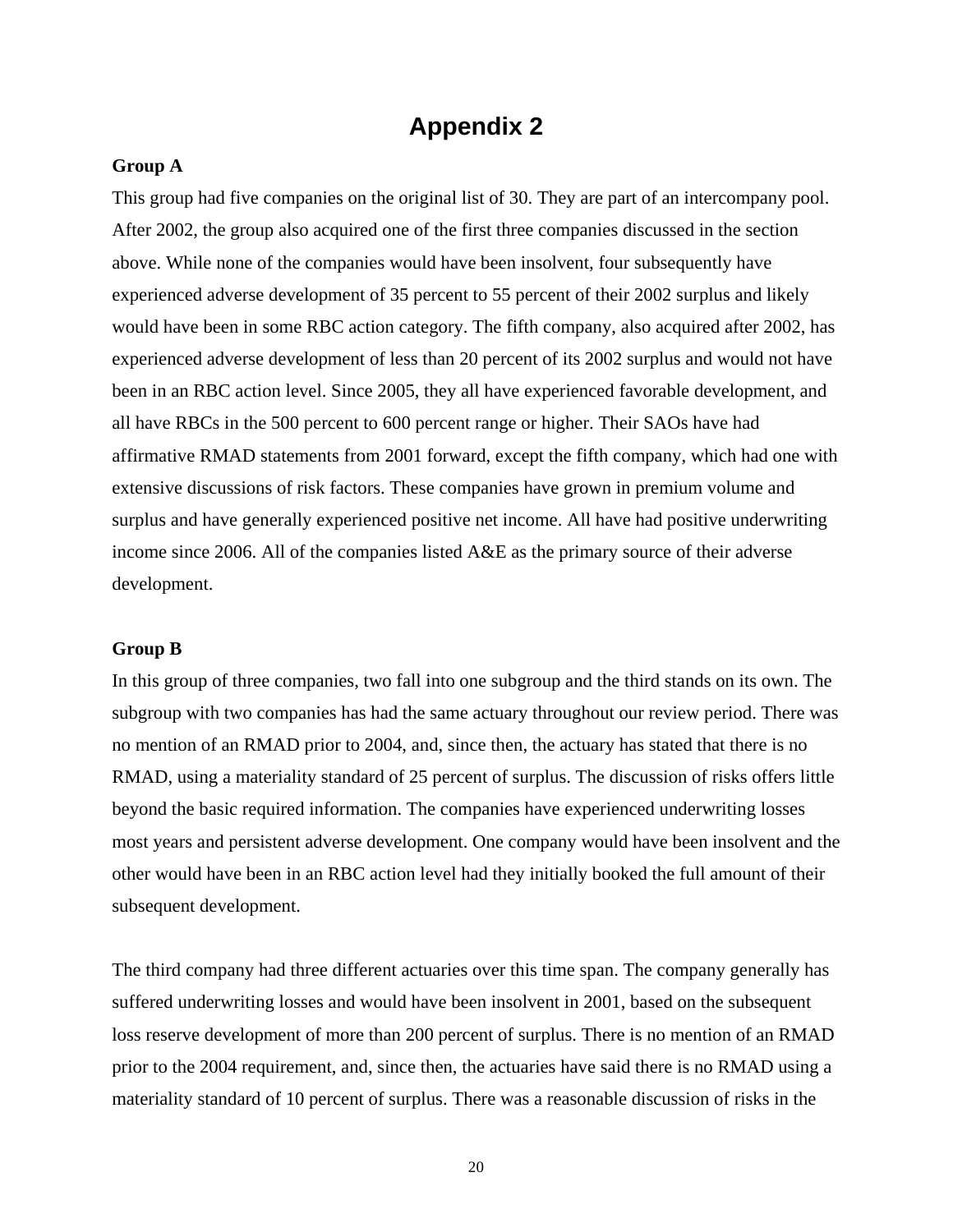# Appendix 2

**Group A**

This group had five companies on the original list of 30. They are part of an intercompany pool. After 2002, the group also acquired one of the first three companies discussed in the section above. While none of the companies would have been insolvent, four subsequently have experienced adverse development of 35 percent to 55 percent of their 2002 surplus and likely would have been in some RBC action category. The fifth company, also acquired after 2002, has experienced adverse development of less than 20 percent of its 2002 surplus and would not have been in an RBC action level. Since 2005, they all have experienced favorable development, and all have RBCs in the 500 percent to 600 percent range or higher. Their SAOs have had affirmative RMAD statements from 2001 forward, except the fifth company, which had one with extensive discussions of risk factors. These companies have grown in premium volume and surplus and have generally experienced positive net income. All have had positive underwriting income since 2006. All of the companies listed A&E as the primary source of their adverse development.

**Group B**

In this group of three companies, two fall into one subgroup and the third stands on its own. The subgroup with two companies has had the same actuary throughout our review period. There was no mention of an RMAD prior to 2004, and, since then, the actuary has stated that there is no RMAD, using a materiality standard of 25 percent of surplus. The discussion of risks offers little beyond the basic required information. The companies have experienced underwriting losses most years and persistent adverse development. One company would have been insolvent and the other would have been in an RBC action level had they initially booked the full amount of their subsequent development.

The third company had three different actuaries over this time span. The company generally has suffered underwriting losses and would have been insolvent in 2001, based on the subsequent loss reserve development of more than 200 percent of surplus. There is no mention of an RMAD prior to the 2004 requirement, and, since then, the actuaries have said there is no RMAD using a materiality standard of 10 percent of surplus. There was a reasonable discussion of risks in the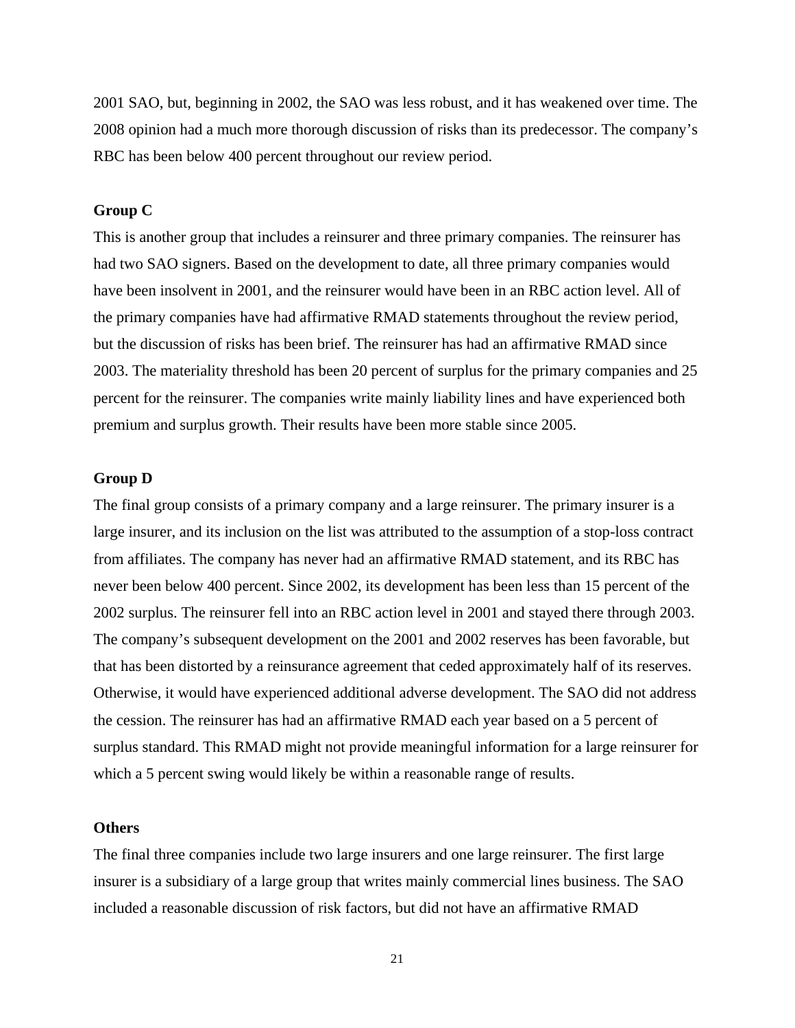2001 SAO, but, beginning in 2002, the SAO was less robust, and it has weakened over time. The 2008 opinion had a much more thorough discussion of risks than its predecessor. The company's RBC has been below 400 percent throughout our review period.

**Group C**

This is another group that includes a reinsurer and three primary companies. The reinsurer has had two SAO signers. Based on the development to date, all three primary companies would have been insolvent in 2001, and the reinsurer would have been in an RBC action level. All of the primary companies have had affirmative RMAD statements throughout the review period, but the discussion of risks has been brief. The reinsurer has had an affirmative RMAD since 2003. The materiality threshold has been 20 percent of surplus for the primary companies and 25 percent for the reinsurer. The companies write mainly liability lines and have experienced both premium and surplus growth. Their results have been more stable since 2005.

**Group D**

The final group consists of a primary company and a large reinsurer. The primary insurer is a large insurer, and its inclusion on the list was attributed to the assumption of a stop-loss contract from affiliates. The company has never had an affirmative RMAD statement, and its RBC has never been below 400 percent. Since 2002, its development has been less than 15 percent of the 2002 surplus. The reinsurer fell into an RBC action level in 2001 and stayed there through 2003. The company's subsequent development on the 2001 and 2002 reserves has been favorable, but that has been distorted by a reinsurance agreement that ceded approximately half of its reserves. Otherwise, it would have experienced additional adverse development. The SAO did not address the cession. The reinsurer has had an affirmative RMAD each year based on a 5 percent of surplus standard. This RMAD might not provide meaningful information for a large reinsurer for which a 5 percent swing would likely be within a reasonable range of results.

**Others**

The final three companies include two large insurers and one large reinsurer. The first large insurer is a subsidiary of a large group that writes mainly commercial lines business. The SAO included a reasonable discussion of risk factors, but did not have an affirmative RMAD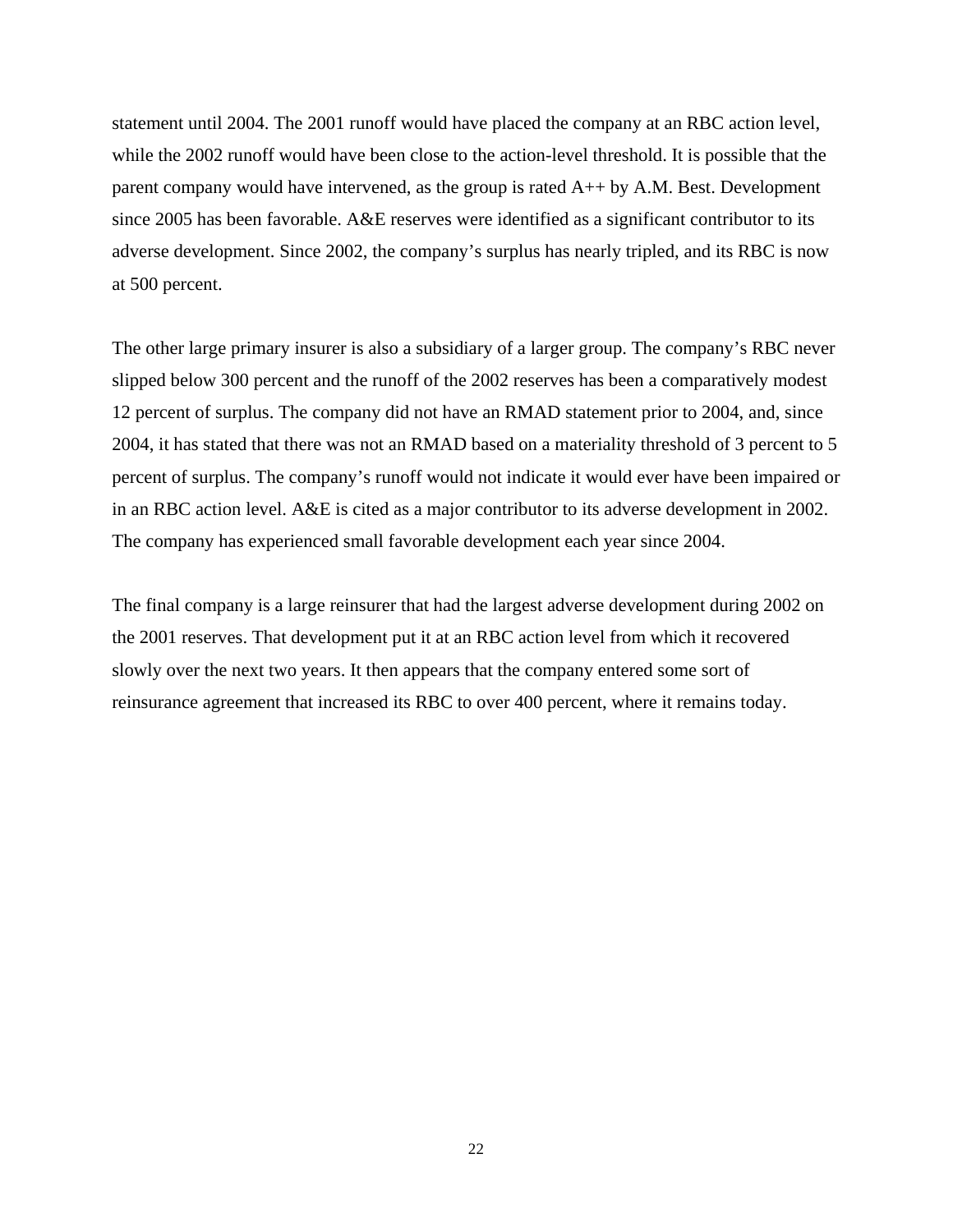statement until 2004. The 2001 runoff would have placed the company at an RBC action level, while the 2002 runoff would have been close to the action-level threshold. It is possible that the parent company would have intervened, as the group is rated A++ by A.M. Best. Development since 2005 has been favorable. A&E reserves were identified as a significant contributor to its adverse development. Since 2002, the company's surplus has nearly tripled, and its RBC is now at 500 percent.

The other large primary insurer is also a subsidiary of a larger group. The company's RBC never slipped below 300 percent and the runoff of the 2002 reserves has been a comparatively modest 12 percent of surplus. The company did not have an RMAD statement prior to 2004, and, since 2004, it has stated that there was not an RMAD based on a materiality threshold of 3 percent to 5 percent of surplus. The company's runoff would not indicate it would ever have been impaired or in an RBC action level. A&E is cited as a major contributor to its adverse development in 2002. The company has experienced small favorable development each year since 2004.

The final company is a large reinsurer that had the largest adverse development during 2002 on the 2001 reserves. That development put it at an RBC action level from which it recovered slowly over the next two years. It then appears that the company entered some sort of reinsurance agreement that increased its RBC to over 400 percent, where it remains today.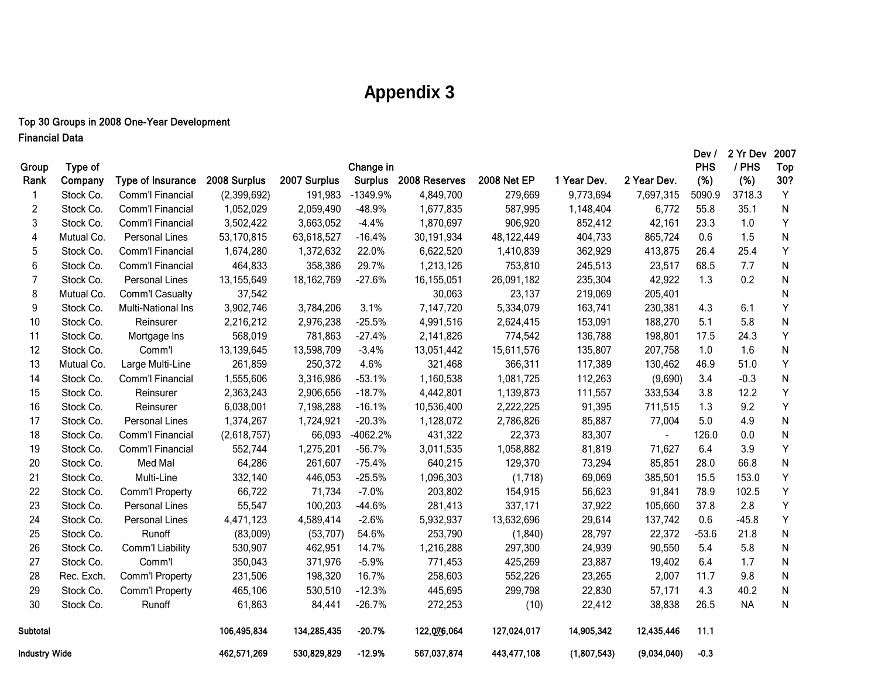# Appendix 3

Top 30 Groups in 2008 One-Year Development

Financial Data

| Group Rank | Type of Company | Type of Insurance | 2008 Surplus | 2007 Surplus | Change in Surplus | 2008 Reserves | 2008 Net EP | 1 Year Dev. | 2 Year Dev. | Dev / PHS (%) | 2 Yr Dev / PHS (%) | 2007 Top 30? |
|---|---|---|---|---|---|---|---|---|---|---|---|---|
| 1 | Stock Co. | Comm'l Financial | (2,399,692) | 191,983 | -1349.9% | 4,849,700 | 279,669 | 9,773,694 | 7,697,315 | 5090.9 | 3718.3 | Y |
| 2 | Stock Co. | Comm'l Financial | 1,052,029 | 2,059,490 | -48.9% | 1,677,835 | 587,995 | 1,148,404 | 6,772 | 55.8 | 35.1 | N |
| 3 | Stock Co. | Comm'l Financial | 3,502,422 | 3,663,052 | -4.4% | 1,870,697 | 906,920 | 852,412 | 42,161 | 23.3 | 1.0 | Y |
| 4 | Mutual Co. | Personal Lines | 53,170,815 | 63,618,527 | -16.4% | 30,191,934 | 48,122,449 | 404,733 | 865,724 | 0.6 | 1.5 | N |
| 5 | Stock Co. | Comm'l Financial | 1,674,280 | 1,372,632 | 22.0% | 6,622,520 | 1,410,839 | 362,929 | 413,875 | 26.4 | 25.4 | Y |
| 6 | Stock Co. | Comm'l Financial | 464,833 | 358,386 | 29.7% | 1,213,126 | 753,810 | 245,513 | 23,517 | 68.5 | 7.7 | N |
| 7 | Stock Co. | Personal Lines | 13,155,649 | 18,162,769 | -27.6% | 16,155,051 | 26,091,182 | 235,304 | 42,922 | 1.3 | 0.2 | N |
| 8 | Mutual Co. | Comm'l Casualty | 37,542 | | | 30,063 | 23,137 | 219,069 | 205,401 | | | N |
| 9 | Stock Co. | Multi-National Ins | 3,902,746 | 3,784,206 | 3.1% | 7,147,720 | 5,334,079 | 163,741 | 230,381 | 4.3 | 6.1 | Y |
| 10 | Stock Co. | Reinsurer | 2,216,212 | 2,976,238 | -25.5% | 4,991,516 | 2,624,415 | 153,091 | 188,270 | 5.1 | 5.8 | N |
| 11 | Stock Co. | Mortgage Ins | 568,019 | 781,863 | -27.4% | 2,141,826 | 774,542 | 136,788 | 198,801 | 17.5 | 24.3 | Y |
| 12 | Stock Co. | Comm'l | 13,139,645 | 13,598,709 | -3.4% | 13,051,442 | 15,611,576 | 135,807 | 207,758 | 1.0 | 1.6 | N |
| 13 | Mutual Co. | Large Multi-Line | 261,859 | 250,372 | 4.6% | 321,468 | 366,311 | 117,389 | 130,462 | 46.9 | 51.0 | Y |
| 14 | Stock Co. | Comm'l Financial | 1,555,606 | 3,316,986 | -53.1% | 1,160,538 | 1,081,725 | 112,263 | (9,690) | 3.4 | -0.3 | N |
| 15 | Stock Co. | Reinsurer | 2,363,243 | 2,906,656 | -18.7% | 4,442,801 | 1,139,873 | 111,557 | 333,534 | 3.8 | 12.2 | Y |
| 16 | Stock Co. | Reinsurer | 6,038,001 | 7,198,288 | -16.1% | 10,536,400 | 2,222,225 | 91,395 | 711,515 | 1.3 | 9.2 | Y |
| 17 | Stock Co. | Personal Lines | 1,374,267 | 1,724,921 | -20.3% | 1,128,072 | 2,786,826 | 85,887 | 77,004 | 5.0 | 4.9 | N |
| 18 | Stock Co. | Comm'l Financial | (2,618,757) | 66,093 | -4062.2% | 431,322 | 22,373 | 83,307 | - | 126.0 | 0.0 | N |
| 19 | Stock Co. | Comm'l Financial | 552,744 | 1,275,201 | -56.7% | 3,011,535 | 1,058,882 | 81,819 | 71,627 | 6.4 | 3.9 | Y |
| 20 | Stock Co. | Med Mal | 64,286 | 261,607 | -75.4% | 640,215 | 129,370 | 73,294 | 85,851 | 28.0 | 66.8 | N |
| 21 | Stock Co. | Multi-Line | 332,140 | 446,053 | -25.5% | 1,096,303 | (1,718) | 69,069 | 385,501 | 15.5 | 153.0 | Y |
| 22 | Stock Co. | Comm'l Property | 66,722 | 71,734 | -7.0% | 203,802 | 154,915 | 56,623 | 91,841 | 78.9 | 102.5 | Y |
| 23 | Stock Co. | Personal Lines | 55,547 | 100,203 | -44.6% | 281,413 | 337,171 | 37,922 | 105,660 | 37.8 | 2.8 | Y |
| 24 | Stock Co. | Personal Lines | 4,471,123 | 4,589,414 | -2.6% | 5,932,937 | 13,632,696 | 29,614 | 137,742 | 0.6 | -45.8 | Y |
| 25 | Stock Co. | Runoff | (83,009) | (53,707) | 54.6% | 253,790 | (1,840) | 28,797 | 22,372 | -53.6 | 21.8 | N |
| 26 | Stock Co. | Comm'l Liability | 530,907 | 462,951 | 14.7% | 1,216,288 | 297,300 | 24,939 | 90,550 | 5.4 | 5.8 | N |
| 27 | Stock Co. | Comm'l | 350,043 | 371,976 | -5.9% | 771,453 | 425,269 | 23,887 | 19,402 | 6.4 | 1.7 | N |
| 28 | Rec. Exch. | Comm'l Property | 231,506 | 198,320 | 16.7% | 258,603 | 552,226 | 23,265 | 2,007 | 11.7 | 9.8 | N |
| 29 | Stock Co. | Comm'l Property | 465,106 | 530,510 | -12.3% | 445,695 | 299,798 | 22,830 | 57,171 | 4.3 | 40.2 | N |
| 30 | Stock Co. | Runoff | 61,863 | 84,441 | -26.7% | 272,253 | (10) | 22,412 | 38,838 | 26.5 | NA | N |
| **Subtotal** | | | **106,495,834** | **134,285,435** | **-20.7%** | **122,076,064** | **127,024,017** | **14,905,342** | **12,435,446** | **11.1** | | |
| **Industry Wide** | | | **462,571,269** | **530,829,829** | **-12.9%** | **567,037,874** | **443,477,108** | **(1,807,543)** | **(9,034,040)** | **-0.3** | | |